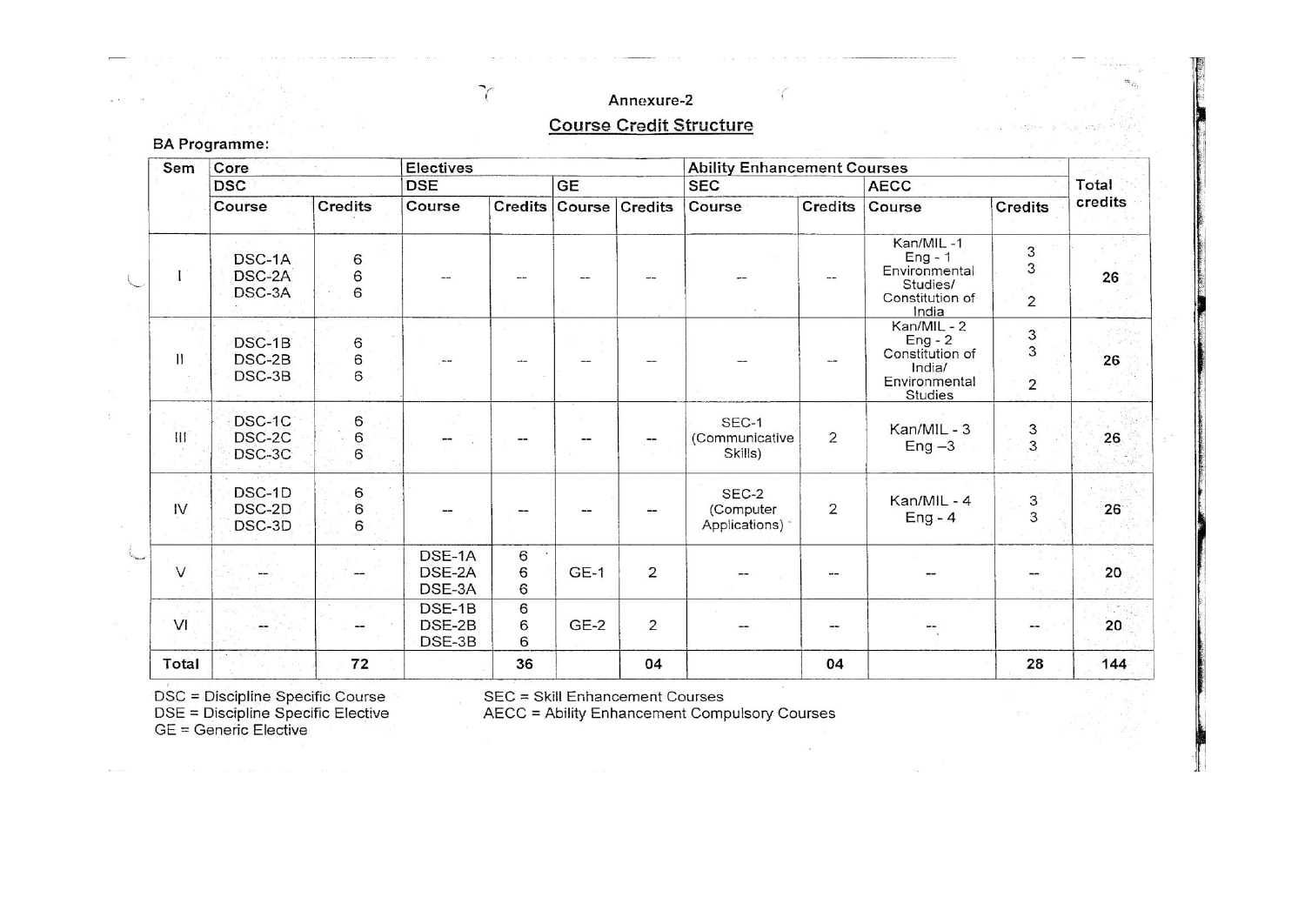Annexure-2

## Course Credit Structure

**BA Programme:**

| Sem | Core | | Electives | | | | Ability Enhancement Courses | | | | Total credits |
|---|---|---|---|---|---|---|---|---|---|---|---|
| | DSC | | DSE | | GE | | SEC | | AECC | | |
| | Course | Credits | Course | Credits | Course | Credits | Course | Credits | Course | Credits | |
| I | DSC-1A<br>DSC-2A<br>DSC-3A | 6<br>6<br>6 | -- | -- | -- | -- | -- | -- | Kan/MIL -1<br>Eng - 1<br>Environmental Studies/ Constitution of India | 3<br>3<br>2 | 26 |
| II | DSC-1B<br>DSC-2B<br>DSC-3B | 6<br>6<br>6 | -- | -- | -- | -- | -- | -- | Kan/MIL - 2<br>Eng - 2<br>Constitution of India/ Environmental Studies | 3<br>3<br>2 | 26 |
| III | DSC-1C<br>DSC-2C<br>DSC-3C | 6<br>6<br>6 | -- | -- | -- | -- | SEC-1 (Communicative Skills) | 2 | Kan/MIL - 3<br>Eng –3 | 3<br>3 | 26 |
| IV | DSC-1D<br>DSC-2D<br>DSC-3D | 6<br>6<br>6 | -- | -- | -- | -- | SEC-2 (Computer Applications) | 2 | Kan/MIL - 4<br>Eng - 4 | 3<br>3 | 26 |
| V | -- | -- | DSE-1A<br>DSE-2A<br>DSE-3A | 6<br>6<br>6 | GE-1 | 2 | -- | -- | -- | -- | 20 |
| VI | -- | -- | DSE-1B<br>DSE-2B<br>DSE-3B | 6<br>6<br>6 | GE-2 | 2 | -- | -- | -- | -- | 20 |
| **Total** | | **72** | | **36** | | **04** | | **04** | | **28** | **144** |

DSC = Discipline Specific Course
DSE = Discipline Specific Elective
GE = Generic Elective

SEC = Skill Enhancement Courses
AECC = Ability Enhancement Compulsory Courses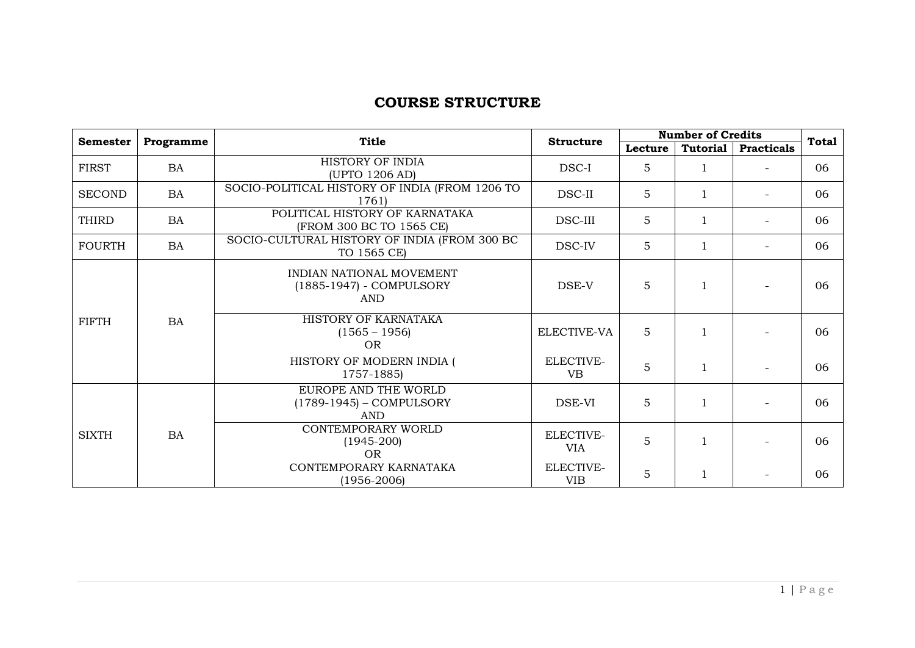# COURSE STRUCTURE

| Semester | Programme | Title | Structure | Number of Credits | | | Total |
|---|---|---|---|---|---|---|---|
| | | | | Lecture | Tutorial | Practicals | |
| FIRST | BA | HISTORY OF INDIA (UPTO 1206 AD) | DSC-I | 5 | 1 | - | 06 |
| SECOND | BA | SOCIO-POLITICAL HISTORY OF INDIA (FROM 1206 TO 1761) | DSC-II | 5 | 1 | - | 06 |
| THIRD | BA | POLITICAL HISTORY OF KARNATAKA (FROM 300 BC TO 1565 CE) | DSC-III | 5 | 1 | - | 06 |
| FOURTH | BA | SOCIO-CULTURAL HISTORY OF INDIA (FROM 300 BC TO 1565 CE) | DSC-IV | 5 | 1 | - | 06 |
| FIFTH | BA | INDIAN NATIONAL MOVEMENT (1885-1947) - COMPULSORY AND | DSE-V | 5 | 1 | - | 06 |
| | | HISTORY OF KARNATAKA (1565 – 1956) OR | ELECTIVE-VA | 5 | 1 | - | 06 |
| | | HISTORY OF MODERN INDIA ( 1757-1885) | ELECTIVE-VB | 5 | 1 | - | 06 |
| SIXTH | BA | EUROPE AND THE WORLD (1789-1945) – COMPULSORY AND | DSE-VI | 5 | 1 | - | 06 |
| | | CONTEMPORARY WORLD (1945-200) OR | ELECTIVE-VIA | 5 | 1 | - | 06 |
| | | CONTEMPORARY KARNATAKA (1956-2006) | ELECTIVE-VIB | 5 | 1 | - | 06 |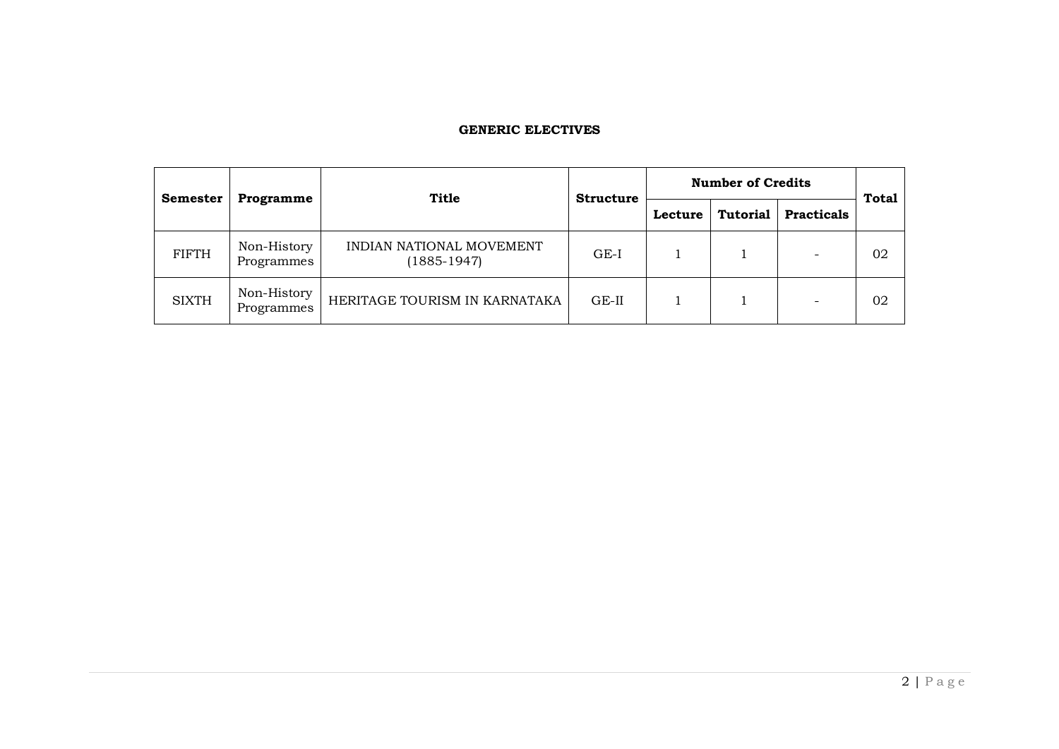**GENERIC ELECTIVES**

| Semester | Programme | Title | Structure | Number of Credits | | | Total |
|---|---|---|---|---|---|---|---|
| | | | | Lecture | Tutorial | Practicals | |
| FIFTH | Non-History Programmes | INDIAN NATIONAL MOVEMENT (1885-1947) | GE-I | 1 | 1 | - | 02 |
| SIXTH | Non-History Programmes | HERITAGE TOURISM IN KARNATAKA | GE-II | 1 | 1 | - | 02 |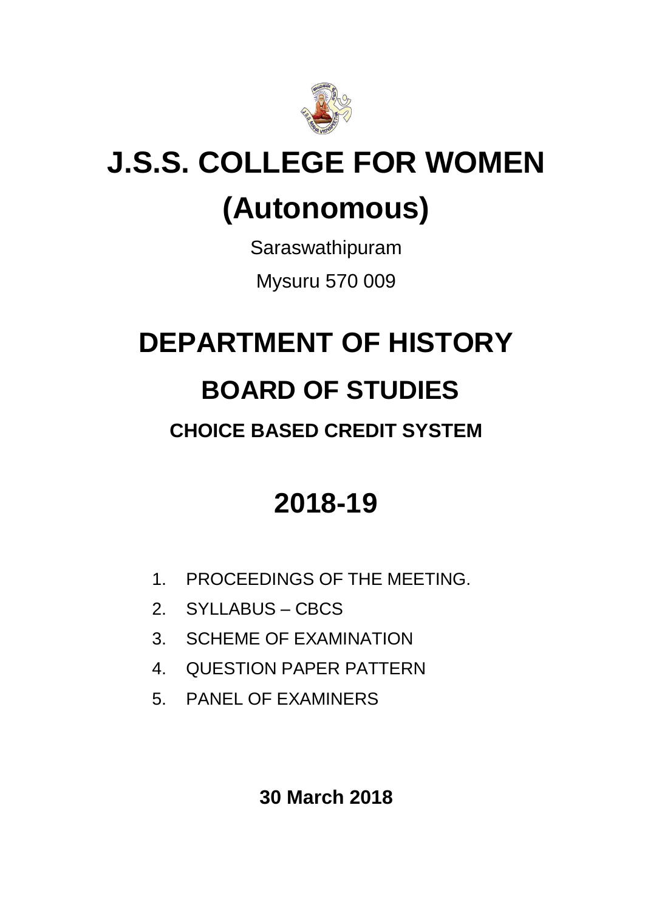# J.S.S. COLLEGE FOR WOMEN

# (Autonomous)

Saraswathipuram

Mysuru 570 009

# DEPARTMENT OF HISTORY

## BOARD OF STUDIES

### CHOICE BASED CREDIT SYSTEM

# 2018-19

1. PROCEEDINGS OF THE MEETING.
2. SYLLABUS – CBCS
3. SCHEME OF EXAMINATION
4. QUESTION PAPER PATTERN
5. PANEL OF EXAMINERS

**30 March 2018**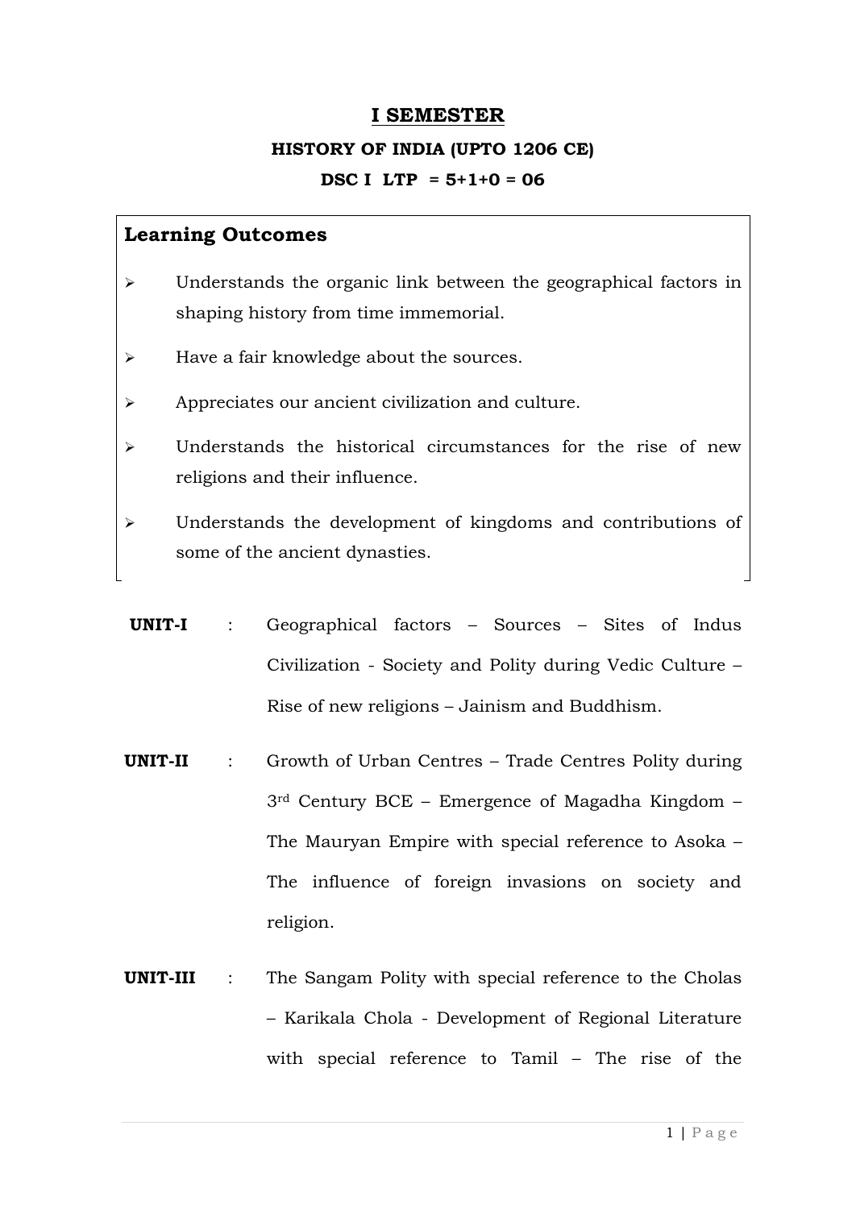# I SEMESTER

### HISTORY OF INDIA (UPTO 1206 CE)

### DSC I LTP = 5+1+0 = 06

## Learning Outcomes

- Understands the organic link between the geographical factors in shaping history from time immemorial.
- Have a fair knowledge about the sources.
- Appreciates our ancient civilization and culture.
- Understands the historical circumstances for the rise of new religions and their influence.
- Understands the development of kingdoms and contributions of some of the ancient dynasties.

**UNIT-I** : Geographical factors – Sources – Sites of Indus Civilization - Society and Polity during Vedic Culture – Rise of new religions – Jainism and Buddhism.

**UNIT-II** : Growth of Urban Centres – Trade Centres Polity during 3rd Century BCE – Emergence of Magadha Kingdom – The Mauryan Empire with special reference to Asoka – The influence of foreign invasions on society and religion.

**UNIT-III** : The Sangam Polity with special reference to the Cholas – Karikala Chola - Development of Regional Literature with special reference to Tamil – The rise of the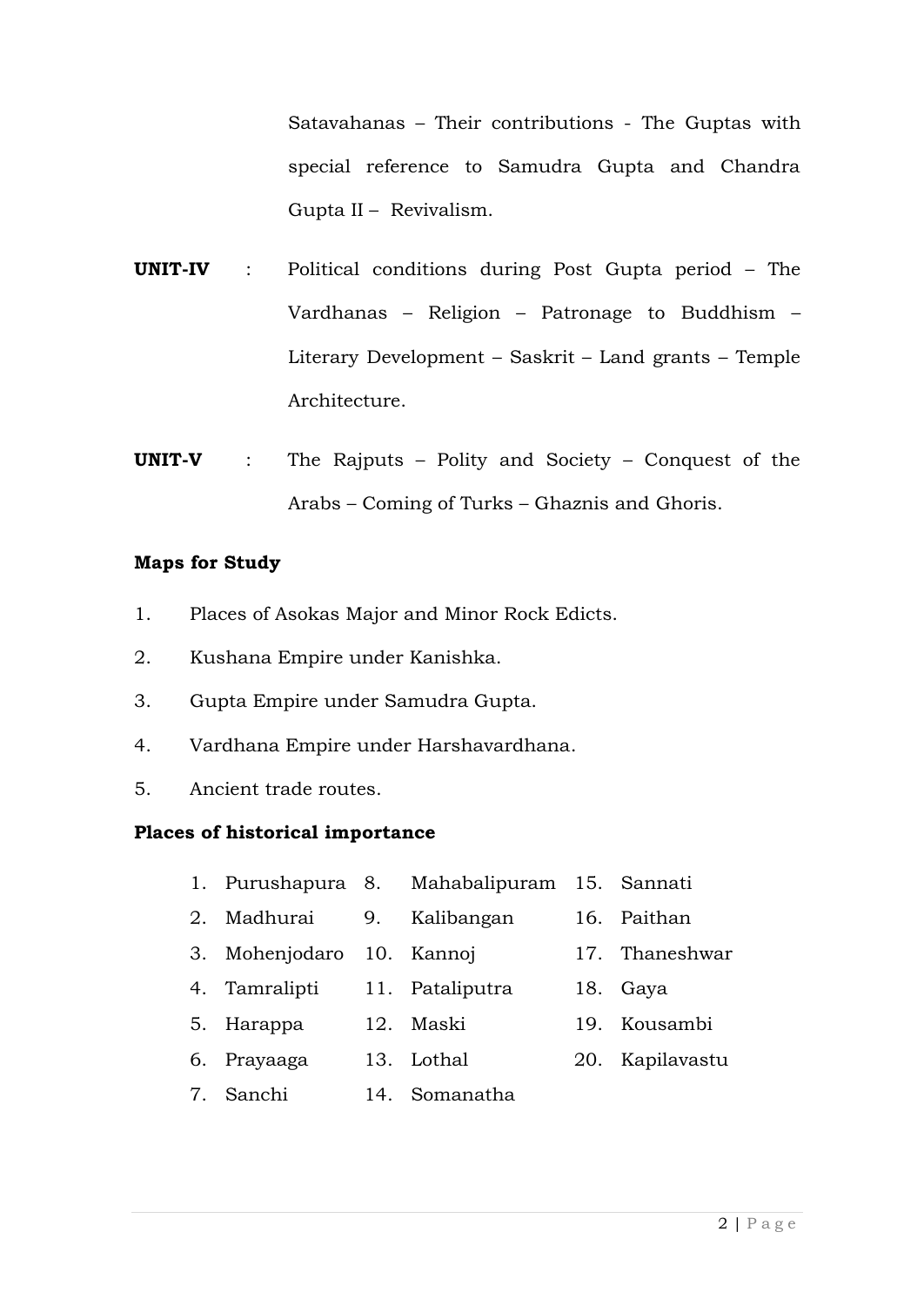Satavahanas – Their contributions - The Guptas with special reference to Samudra Gupta and Chandra Gupta II – Revivalism.

**UNIT-IV** : Political conditions during Post Gupta period – The Vardhanas – Religion – Patronage to Buddhism – Literary Development – Saskrit – Land grants – Temple Architecture.

**UNIT-V** : The Rajputs – Polity and Society – Conquest of the Arabs – Coming of Turks – Ghaznis and Ghoris.

**Maps for Study**

1. Places of Asokas Major and Minor Rock Edicts.
2. Kushana Empire under Kanishka.
3. Gupta Empire under Samudra Gupta.
4. Vardhana Empire under Harshavardhana.
5. Ancient trade routes.

**Places of historical importance**

1. Purushapura
2. Madhurai
3. Mohenjodaro
4. Tamralipti
5. Harappa
6. Prayaaga
7. Sanchi
8. Mahabalipuram
9. Kalibangan
10. Kannoj
11. Pataliputra
12. Maski
13. Lothal
14. Somanatha
15. Sannati
16. Paithan
17. Thaneshwar
18. Gaya
19. Kousambi
20. Kapilavastu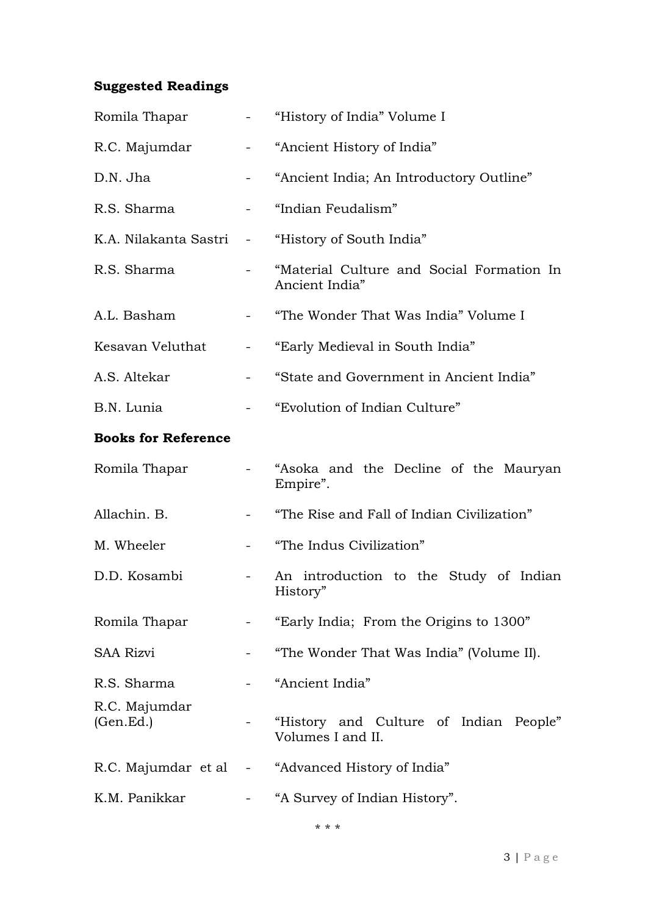**Suggested Readings**

Romila Thapar - "History of India" Volume I

R.C. Majumdar - "Ancient History of India"

D.N. Jha - "Ancient India; An Introductory Outline"

R.S. Sharma - "Indian Feudalism"

K.A. Nilakanta Sastri - "History of South India"

R.S. Sharma - "Material Culture and Social Formation In Ancient India"

A.L. Basham - "The Wonder That Was India" Volume I

Kesavan Veluthat - "Early Medieval in South India"

A.S. Altekar - "State and Government in Ancient India"

B.N. Lunia - "Evolution of Indian Culture"

**Books for Reference**

Romila Thapar - "Asoka and the Decline of the Mauryan Empire".

Allachin. B. - "The Rise and Fall of Indian Civilization"

M. Wheeler - "The Indus Civilization"

D.D. Kosambi - An introduction to the Study of Indian History"

Romila Thapar - "Early India; From the Origins to 1300"

SAA Rizvi - "The Wonder That Was India" (Volume II).

R.S. Sharma - "Ancient India"

R.C. Majumdar (Gen.Ed.) - "History and Culture of Indian People" Volumes I and II.

R.C. Majumdar et al - "Advanced History of India"

K.M. Panikkar - "A Survey of Indian History".

* * *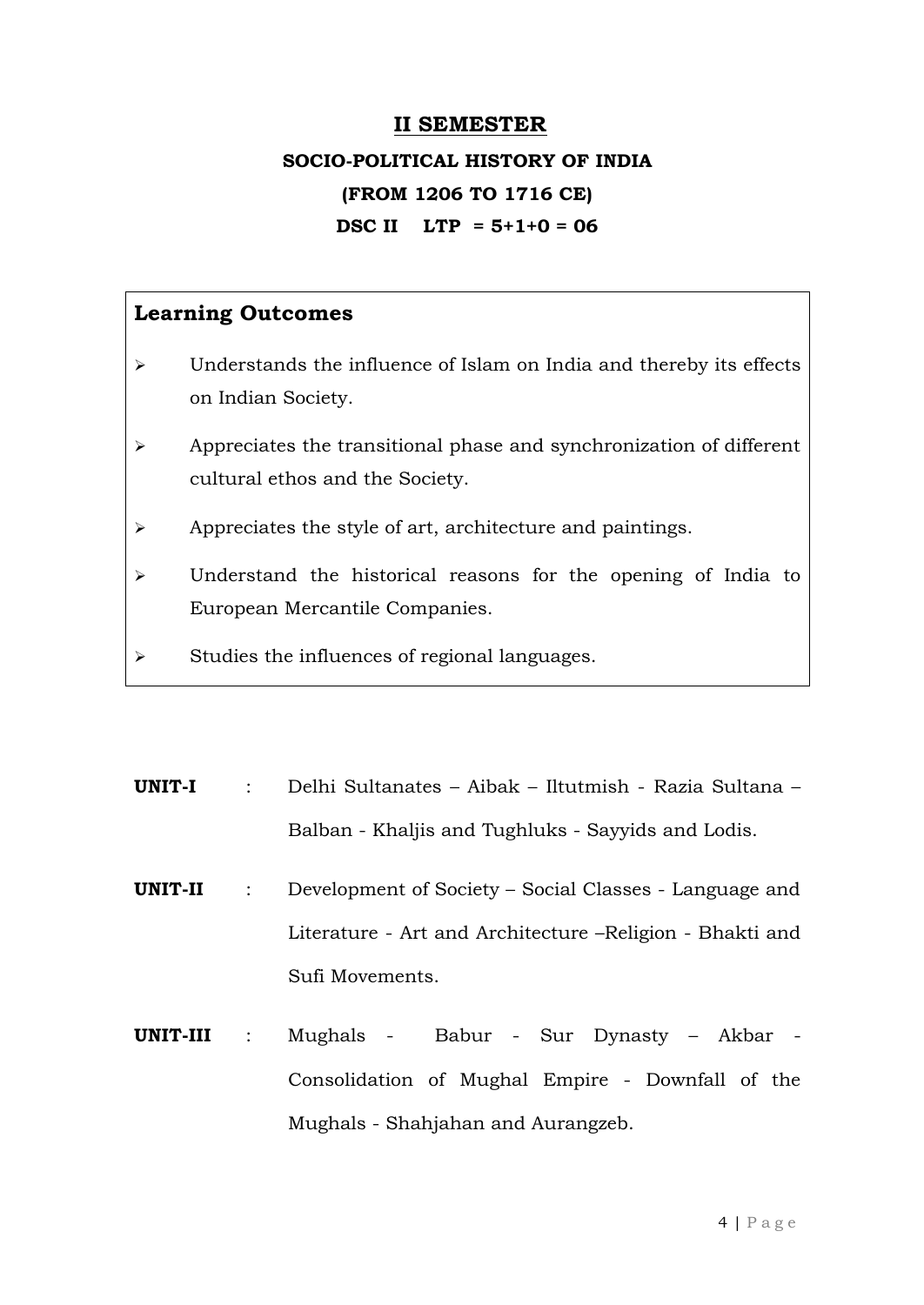## II SEMESTER

### SOCIO-POLITICAL HISTORY OF INDIA

### (FROM 1206 TO 1716 CE)

**DSC II LTP = 5+1+0 = 06**

### Learning Outcomes

- Understands the influence of Islam on India and thereby its effects on Indian Society.
- Appreciates the transitional phase and synchronization of different cultural ethos and the Society.
- Appreciates the style of art, architecture and paintings.
- Understand the historical reasons for the opening of India to European Mercantile Companies.
- Studies the influences of regional languages.

**UNIT-I** : Delhi Sultanates – Aibak – Iltutmish - Razia Sultana – Balban - Khaljis and Tughluks - Sayyids and Lodis.

**UNIT-II** : Development of Society – Social Classes - Language and Literature - Art and Architecture –Religion - Bhakti and Sufi Movements.

**UNIT-III** : Mughals - Babur - Sur Dynasty – Akbar - Consolidation of Mughal Empire - Downfall of the Mughals - Shahjahan and Aurangzeb.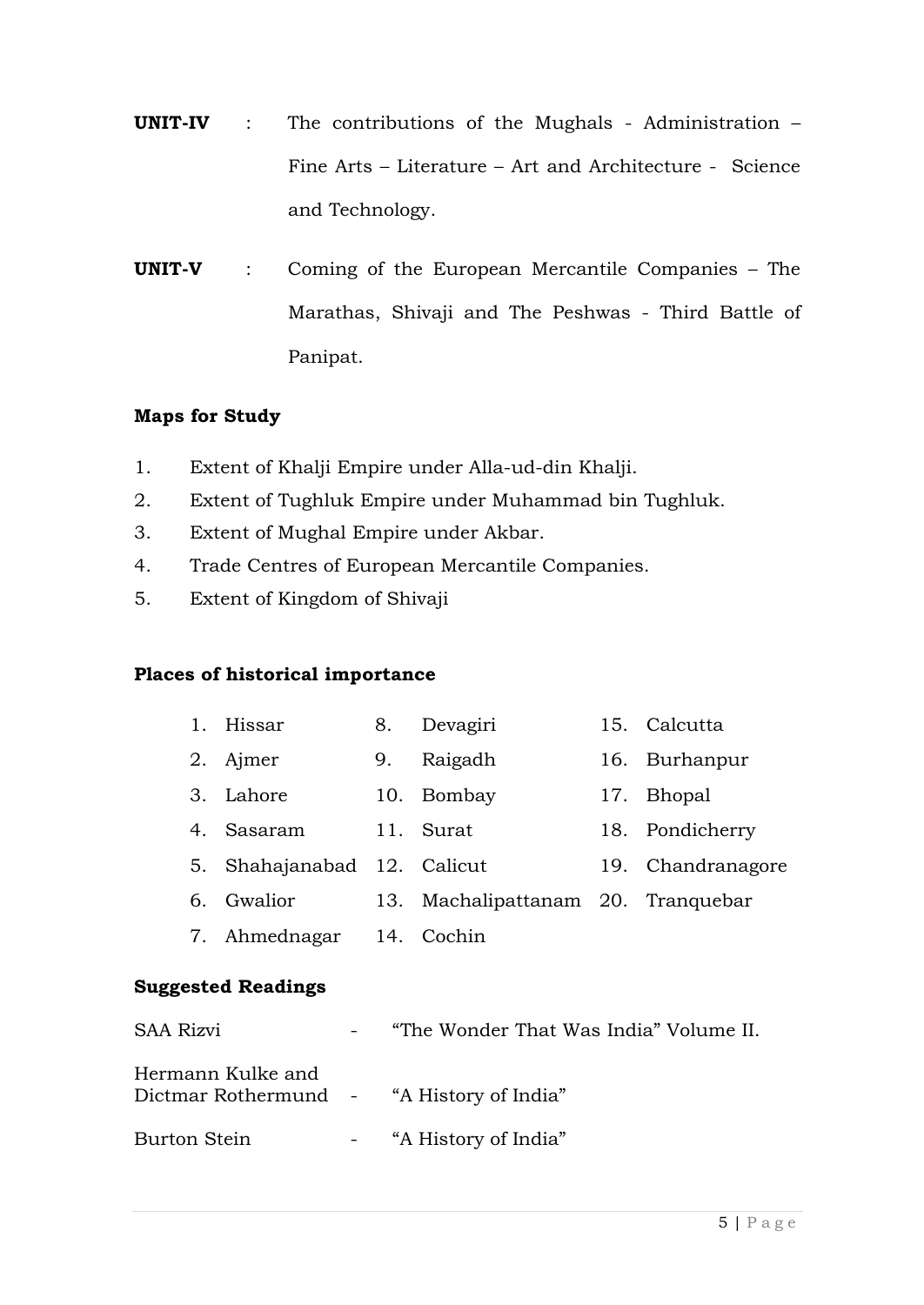**UNIT-IV** : The contributions of the Mughals - Administration – Fine Arts – Literature – Art and Architecture - Science and Technology.

**UNIT-V** : Coming of the European Mercantile Companies – The Marathas, Shivaji and The Peshwas - Third Battle of Panipat.

**Maps for Study**

1. Extent of Khalji Empire under Alla-ud-din Khalji.
2. Extent of Tughluk Empire under Muhammad bin Tughluk.
3. Extent of Mughal Empire under Akbar.
4. Trade Centres of European Mercantile Companies.
5. Extent of Kingdom of Shivaji

**Places of historical importance**

| | | |
|---|---|---|
| 1. Hissar | 8. Devagiri | 15. Calcutta |
| 2. Ajmer | 9. Raigadh | 16. Burhanpur |
| 3. Lahore | 10. Bombay | 17. Bhopal |
| 4. Sasaram | 11. Surat | 18. Pondicherry |
| 5. Shahajanabad | 12. Calicut | 19. Chandranagore |
| 6. Gwalior | 13. Machalipattanam | 20. Tranquebar |
| 7. Ahmednagar | 14. Cochin | |

**Suggested Readings**

| | | |
|---|---|---|
| SAA Rizvi | - | "The Wonder That Was India" Volume II. |
| Hermann Kulke and Dictmar Rothermund | - | "A History of India" |
| Burton Stein | - | "A History of India" |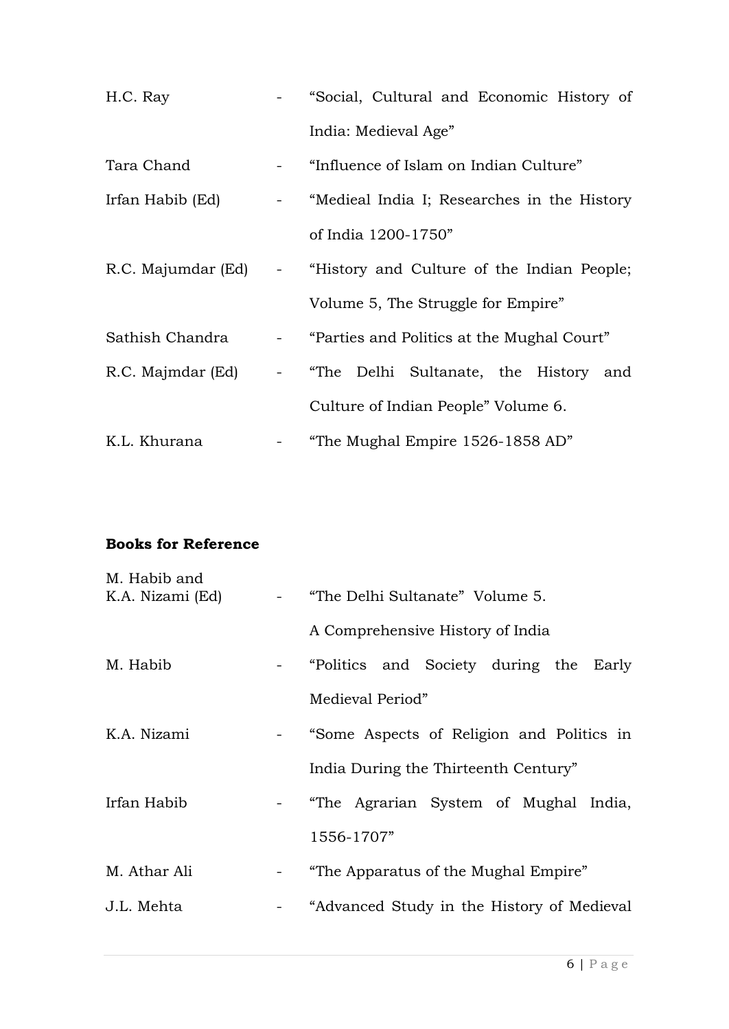H.C. Ray - "Social, Cultural and Economic History of India: Medieval Age"

Tara Chand - "Influence of Islam on Indian Culture"

Irfan Habib (Ed) - "Medieal India I; Researches in the History of India 1200-1750"

R.C. Majumdar (Ed) - "History and Culture of the Indian People; Volume 5, The Struggle for Empire"

Sathish Chandra - "Parties and Politics at the Mughal Court"

R.C. Majmdar (Ed) - "The Delhi Sultanate, the History and Culture of Indian People" Volume 6.

K.L. Khurana - "The Mughal Empire 1526-1858 AD"

**Books for Reference**

M. Habib and K.A. Nizami (Ed) - "The Delhi Sultanate" Volume 5. A Comprehensive History of India

M. Habib - "Politics and Society during the Early Medieval Period"

K.A. Nizami - "Some Aspects of Religion and Politics in India During the Thirteenth Century"

Irfan Habib - "The Agrarian System of Mughal India, 1556-1707"

M. Athar Ali - "The Apparatus of the Mughal Empire"

J.L. Mehta - "Advanced Study in the History of Medieval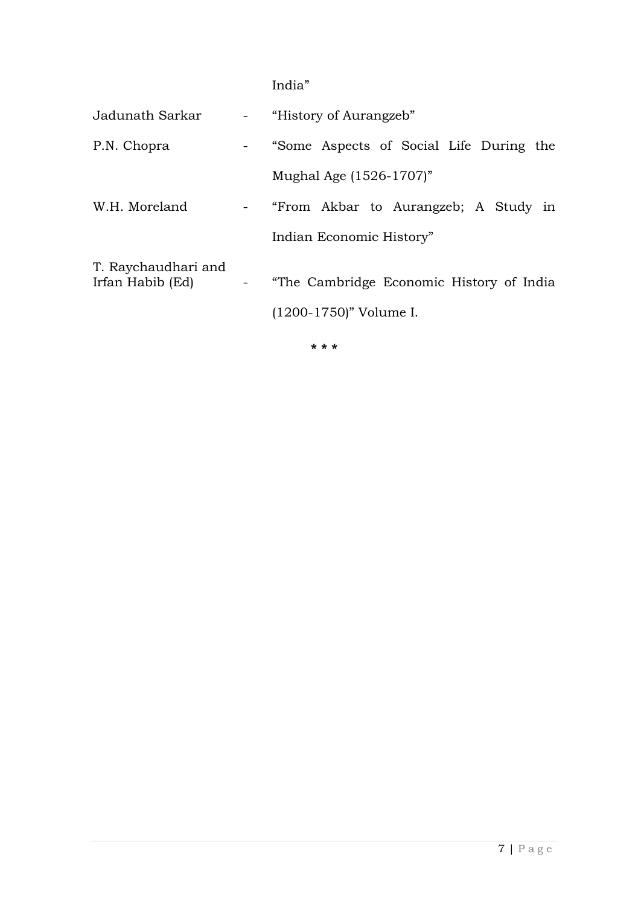India"

| | | |
|---|---|---|
| Jadunath Sarkar | - | "History of Aurangzeb" |
| P.N. Chopra | - | "Some Aspects of Social Life During the Mughal Age (1526-1707)" |
| W.H. Moreland | - | "From Akbar to Aurangzeb; A Study in Indian Economic History" |
| T. Raychaudhari and Irfan Habib (Ed) | - | "The Cambridge Economic History of India (1200-1750)" Volume I. |

\* \* \*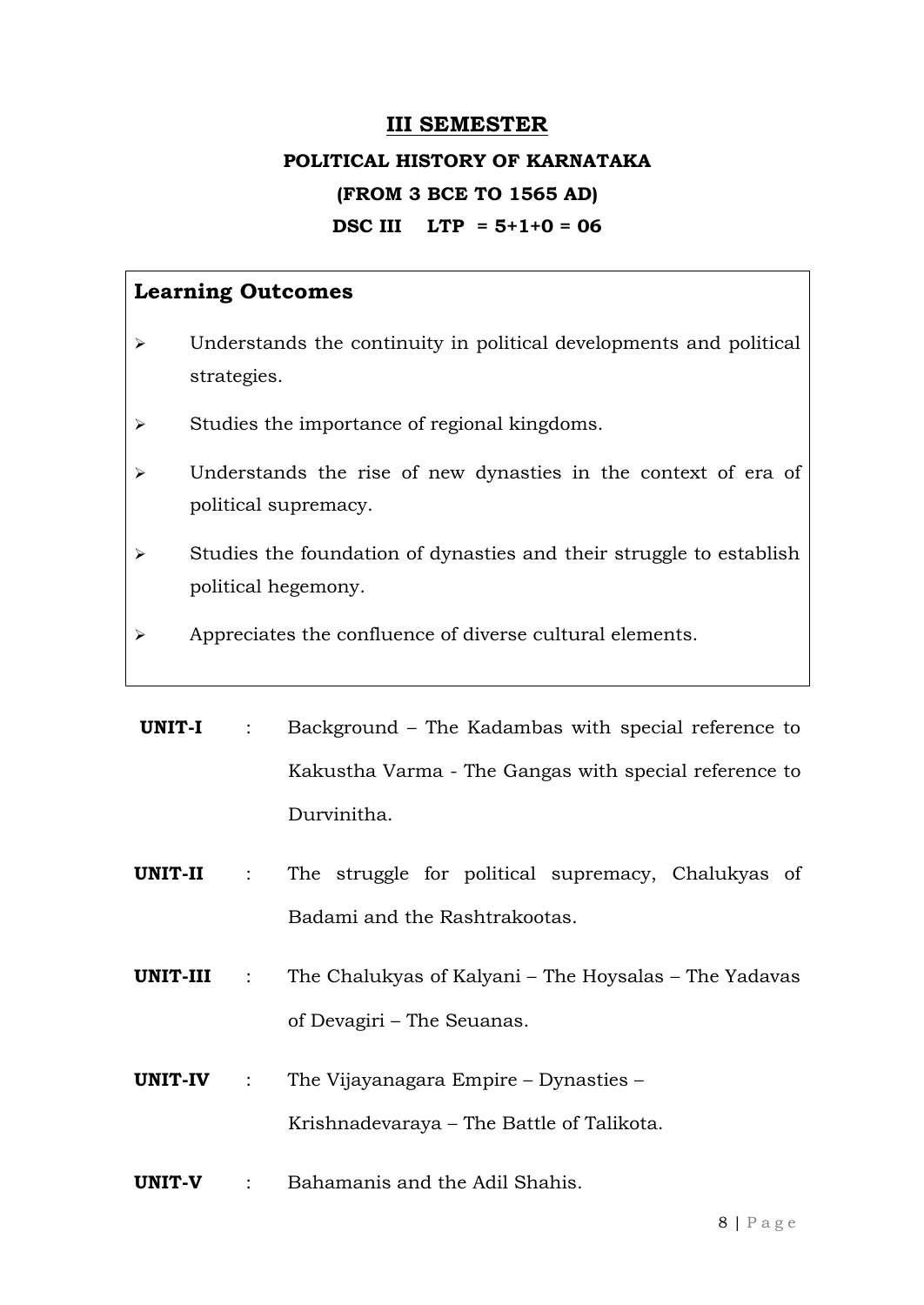## III SEMESTER

### POLITICAL HISTORY OF KARNATAKA

### (FROM 3 BCE TO 1565 AD)

### DSC III LTP = 5+1+0 = 06

**Learning Outcomes**

- Understands the continuity in political developments and political strategies.
- Studies the importance of regional kingdoms.
- Understands the rise of new dynasties in the context of era of political supremacy.
- Studies the foundation of dynasties and their struggle to establish political hegemony.
- Appreciates the confluence of diverse cultural elements.

**UNIT-I** : Background – The Kadambas with special reference to Kakustha Varma - The Gangas with special reference to Durvinitha.

**UNIT-II** : The struggle for political supremacy, Chalukyas of Badami and the Rashtrakootas.

**UNIT-III** : The Chalukyas of Kalyani – The Hoysalas – The Yadavas of Devagiri – The Seuanas.

**UNIT-IV** : The Vijayanagara Empire – Dynasties – Krishnadevaraya – The Battle of Talikota.

**UNIT-V** : Bahamanis and the Adil Shahis.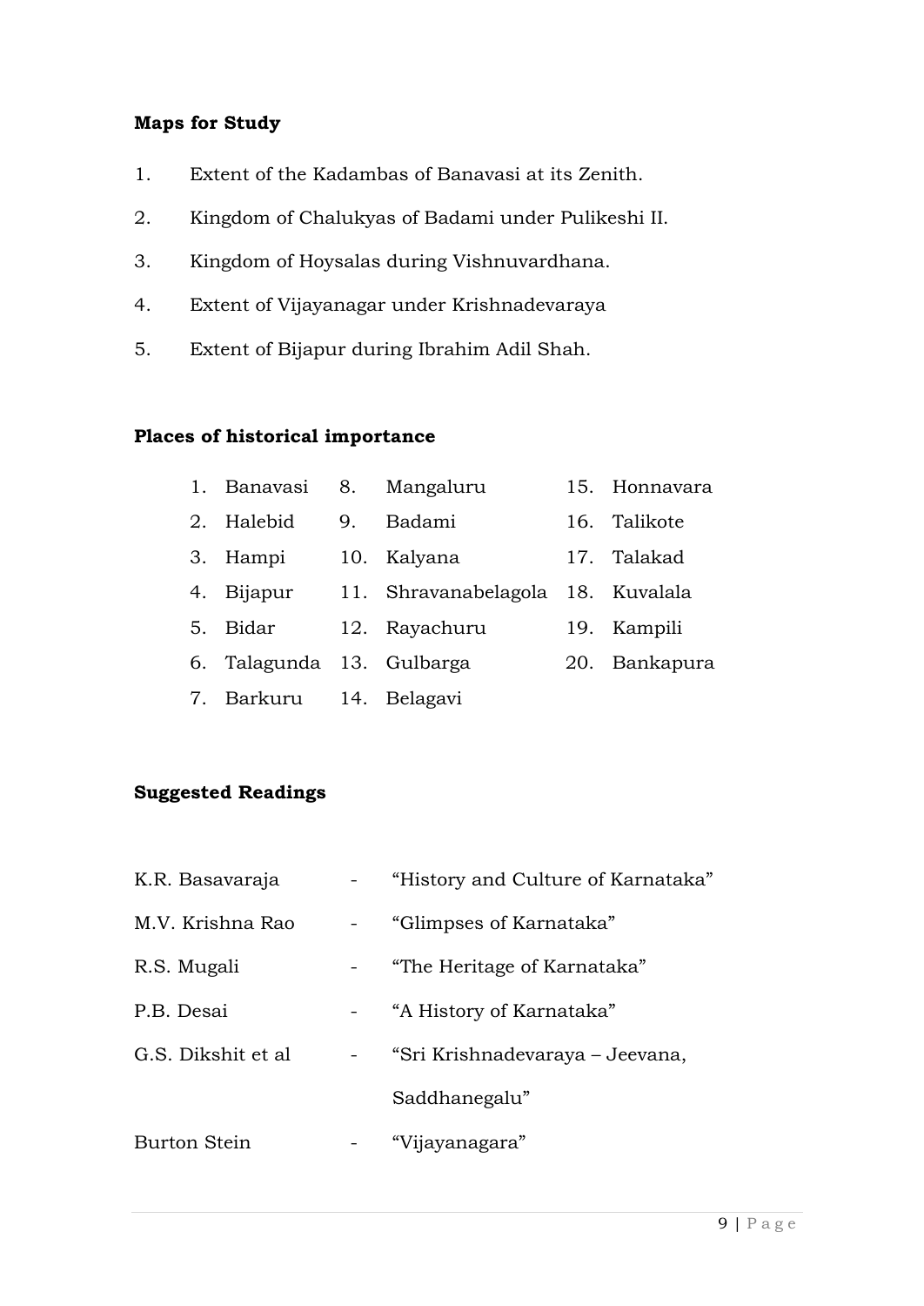**Maps for Study**

1. Extent of the Kadambas of Banavasi at its Zenith.
2. Kingdom of Chalukyas of Badami under Pulikeshi II.
3. Kingdom of Hoysalas during Vishnuvardhana.
4. Extent of Vijayanagar under Krishnadevaraya
5. Extent of Bijapur during Ibrahim Adil Shah.

**Places of historical importance**

1. Banavasi
2. Halebid
3. Hampi
4. Bijapur
5. Bidar
6. Talagunda
7. Barkuru
8. Mangaluru
9. Badami
10. Kalyana
11. Shravanabelagola
12. Rayachuru
13. Gulbarga
14. Belagavi
15. Honnavara
16. Talikote
17. Talakad
18. Kuvalala
19. Kampili
20. Bankapura

**Suggested Readings**

| | | |
|---|---|---|
| K.R. Basavaraja | - | "History and Culture of Karnataka" |
| M.V. Krishna Rao | - | "Glimpses of Karnataka" |
| R.S. Mugali | - | "The Heritage of Karnataka" |
| P.B. Desai | - | "A History of Karnataka" |
| G.S. Dikshit et al | - | "Sri Krishnadevaraya – Jeevana, Saddhanegalu" |
| Burton Stein | - | "Vijayanagara" |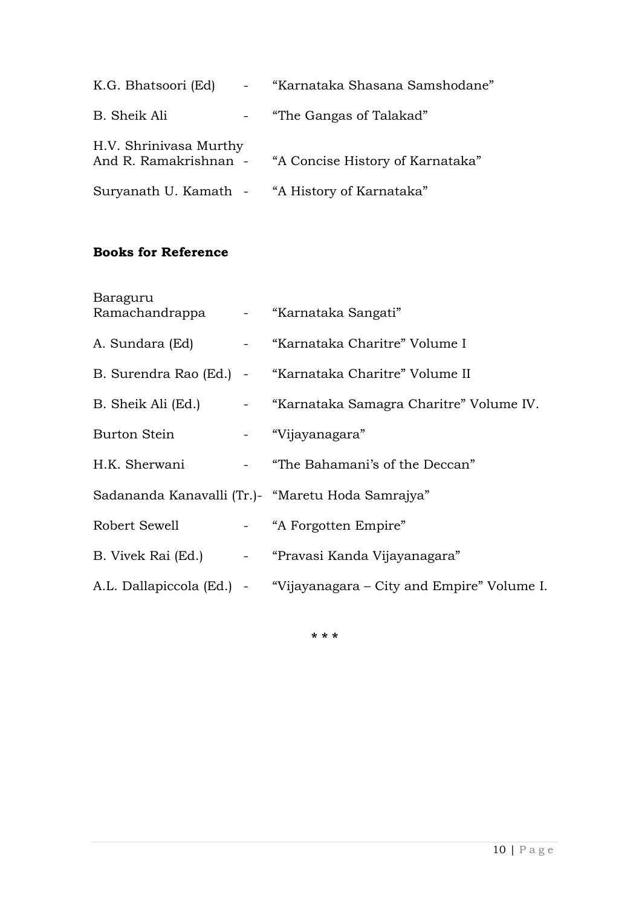K.G. Bhatsoori (Ed) - "Karnataka Shasana Samshodane"

B. Sheik Ali - "The Gangas of Talakad"

H.V. Shrinivasa Murthy And R. Ramakrishnan - "A Concise History of Karnataka"

Suryanath U. Kamath - "A History of Karnataka"

**Books for Reference**

Baraguru Ramachandrappa - "Karnataka Sangati"

A. Sundara (Ed) - "Karnataka Charitre" Volume I

B. Surendra Rao (Ed.) - "Karnataka Charitre" Volume II

B. Sheik Ali (Ed.) - "Karnataka Samagra Charitre" Volume IV.

Burton Stein - "Vijayanagara"

H.K. Sherwani - "The Bahamani's of the Deccan"

Sadananda Kanavalli (Tr.)- "Maretu Hoda Samrajya"

Robert Sewell - "A Forgotten Empire"

B. Vivek Rai (Ed.) - "Pravasi Kanda Vijayanagara"

A.L. Dallapiccola (Ed.) - "Vijayanagara – City and Empire" Volume I.

\* \* \*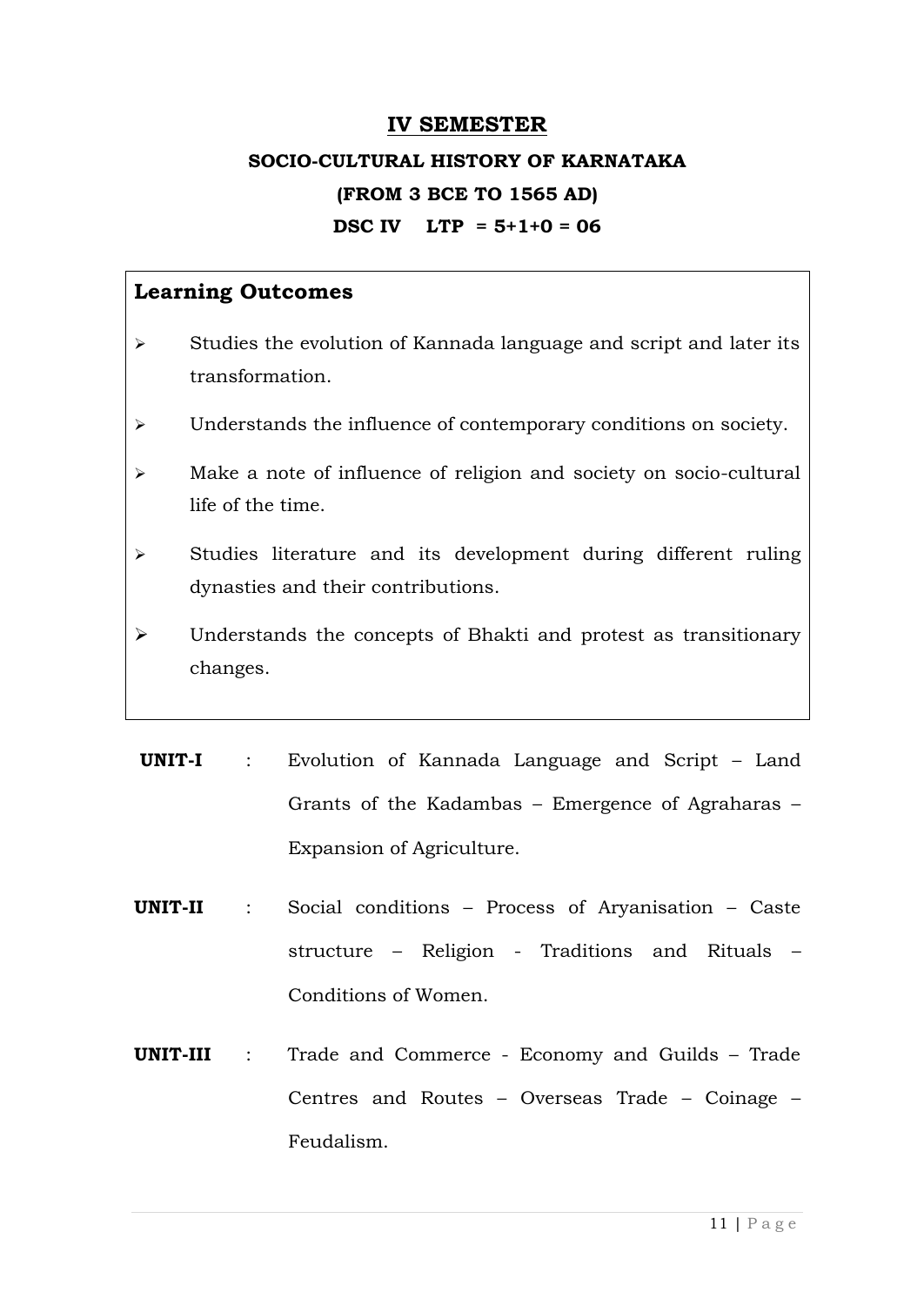## IV SEMESTER

### SOCIO-CULTURAL HISTORY OF KARNATAKA

### (FROM 3 BCE TO 1565 AD)

### DSC IV    LTP = 5+1+0 = 06

**Learning Outcomes**

- Studies the evolution of Kannada language and script and later its transformation.
- Understands the influence of contemporary conditions on society.
- Make a note of influence of religion and society on socio-cultural life of the time.
- Studies literature and its development during different ruling dynasties and their contributions.
- Understands the concepts of Bhakti and protest as transitionary changes.

**UNIT-I** : Evolution of Kannada Language and Script – Land Grants of the Kadambas – Emergence of Agraharas – Expansion of Agriculture.

**UNIT-II** : Social conditions – Process of Aryanisation – Caste structure – Religion - Traditions and Rituals – Conditions of Women.

**UNIT-III** : Trade and Commerce - Economy and Guilds – Trade Centres and Routes – Overseas Trade – Coinage – Feudalism.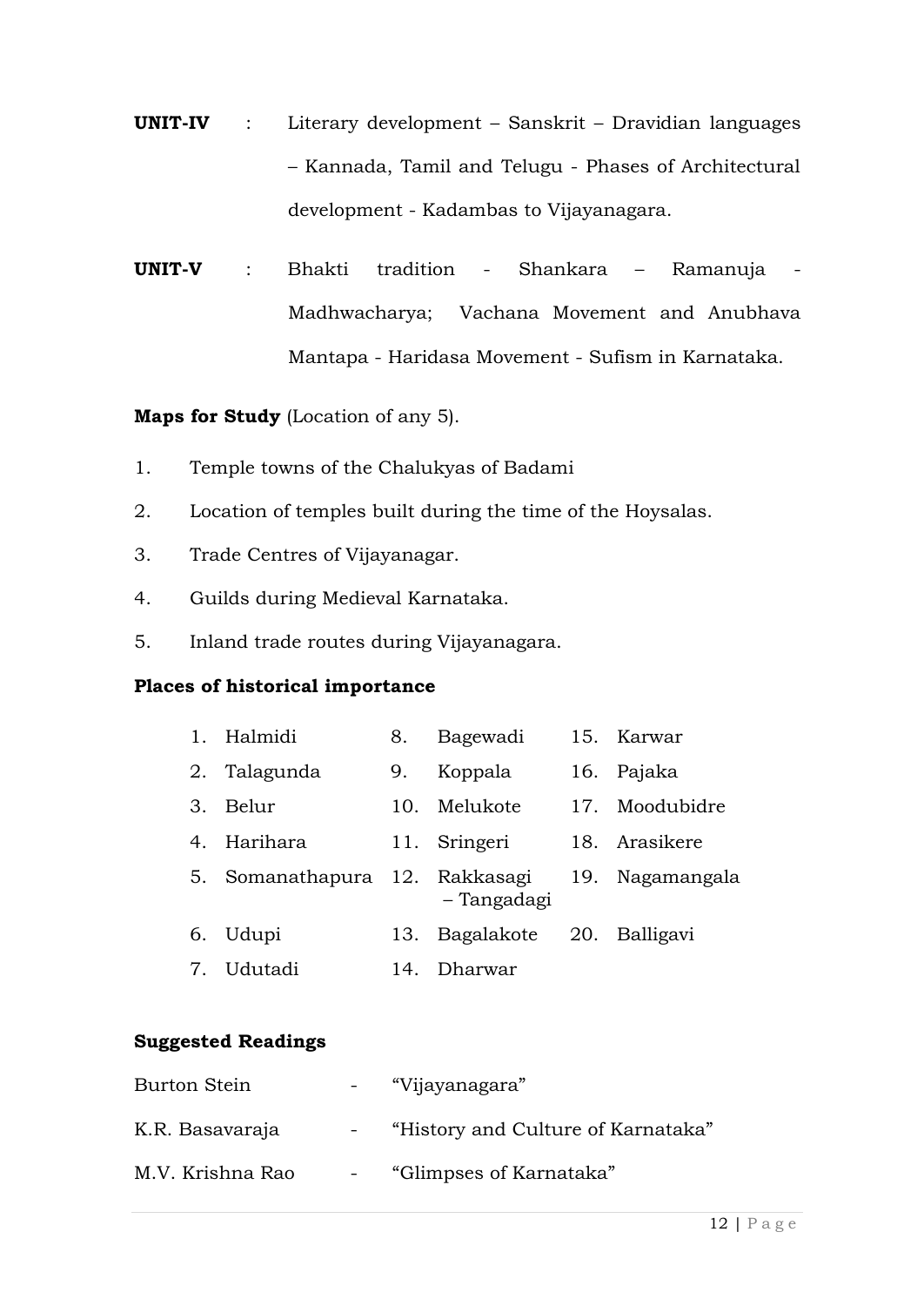**UNIT-IV** : Literary development – Sanskrit – Dravidian languages – Kannada, Tamil and Telugu - Phases of Architectural development - Kadambas to Vijayanagara.

**UNIT-V** : Bhakti tradition - Shankara – Ramanuja - Madhwacharya; Vachana Movement and Anubhava Mantapa - Haridasa Movement - Sufism in Karnataka.

**Maps for Study** (Location of any 5).

1. Temple towns of the Chalukyas of Badami
2. Location of temples built during the time of the Hoysalas.
3. Trade Centres of Vijayanagar.
4. Guilds during Medieval Karnataka.
5. Inland trade routes during Vijayanagara.

**Places of historical importance**

| | | | | | |
|---|---|---|---|---|---|
| 1. | Halmidi | 8. | Bagewadi | 15. | Karwar |
| 2. | Talagunda | 9. | Koppala | 16. | Pajaka |
| 3. | Belur | 10. | Melukote | 17. | Moodubidre |
| 4. | Harihara | 11. | Sringeri | 18. | Arasikere |
| 5. | Somanathapura | 12. | Rakkasagi – Tangadagi | 19. | Nagamangala |
| 6. | Udupi | 13. | Bagalakote | 20. | Balligavi |
| 7. | Udutadi | 14. | Dharwar | | |

**Suggested Readings**

Burton Stein - "Vijayanagara"

K.R. Basavaraja - "History and Culture of Karnataka"

M.V. Krishna Rao - "Glimpses of Karnataka"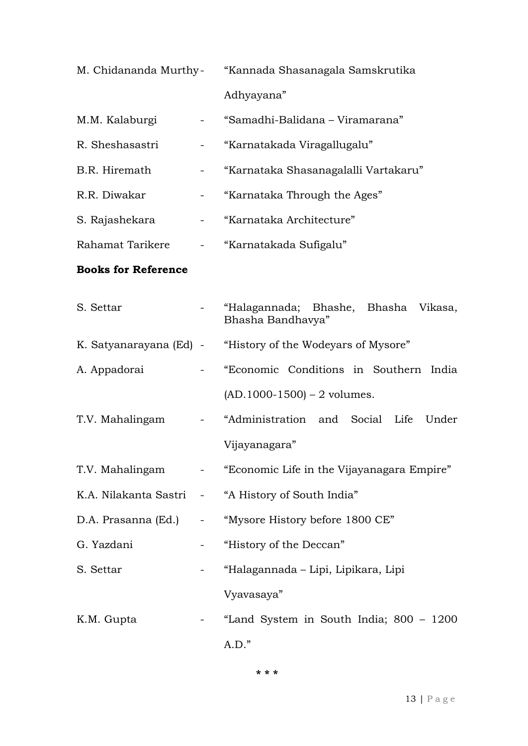M. Chidananda Murthy - "Kannada Shasanagala Samskrutika Adhyayana"

M.M. Kalaburgi - "Samadhi-Balidana – Viramarana"

R. Sheshasastri - "Karnatakada Viragallugalu"

B.R. Hiremath - "Karnataka Shasanagalalli Vartakaru"

R.R. Diwakar - "Karnataka Through the Ages"

S. Rajashekara - "Karnataka Architecture"

Rahamat Tarikere - "Karnatakada Sufigalu"

**Books for Reference**

S. Settar - "Halagannada; Bhashe, Bhasha Vikasa, Bhasha Bandhavya"

K. Satyanarayana (Ed) - "History of the Wodeyars of Mysore"

A. Appadorai - "Economic Conditions in Southern India (AD.1000-1500) – 2 volumes.

T.V. Mahalingam - "Administration and Social Life Under Vijayanagara"

T.V. Mahalingam - "Economic Life in the Vijayanagara Empire"

K.A. Nilakanta Sastri - "A History of South India"

D.A. Prasanna (Ed.) - "Mysore History before 1800 CE"

G. Yazdani - "History of the Deccan"

S. Settar - "Halagannada – Lipi, Lipikara, Lipi Vyavasaya"

K.M. Gupta - "Land System in South India; 800 – 1200 A.D."

\* \* \*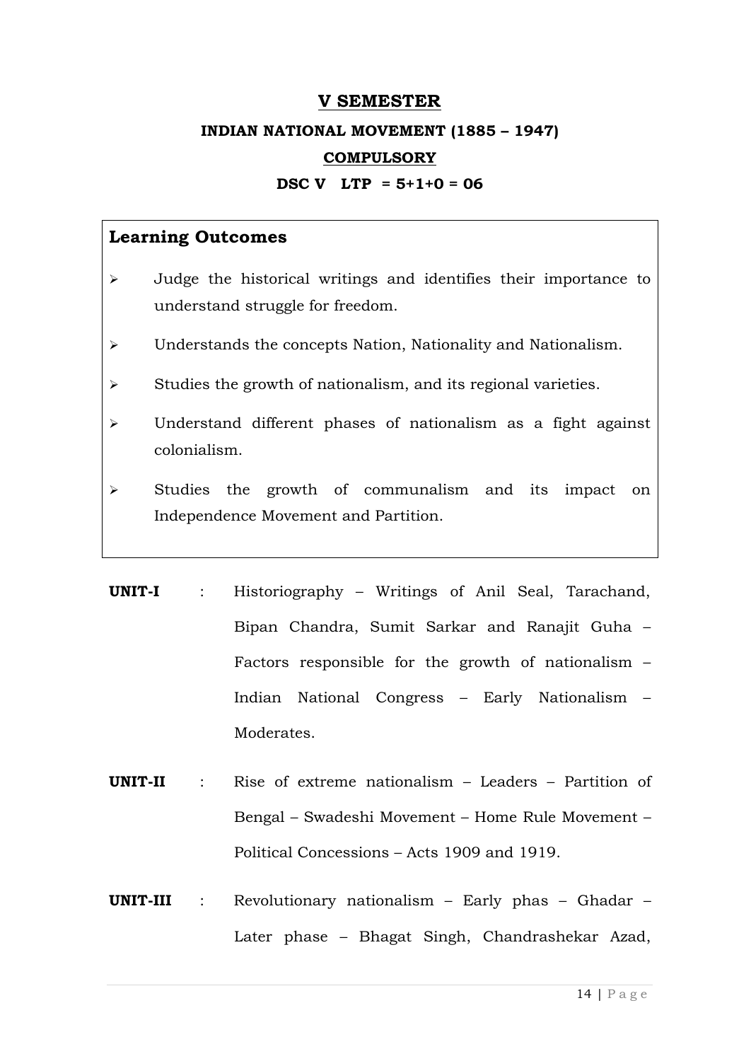## V SEMESTER

### INDIAN NATIONAL MOVEMENT (1885 – 1947)

### COMPULSORY

**DSC V LTP = 5+1+0 = 06**

**Learning Outcomes**

- Judge the historical writings and identifies their importance to understand struggle for freedom.
- Understands the concepts Nation, Nationality and Nationalism.
- Studies the growth of nationalism, and its regional varieties.
- Understand different phases of nationalism as a fight against colonialism.
- Studies the growth of communalism and its impact on Independence Movement and Partition.

**UNIT-I** : Historiography – Writings of Anil Seal, Tarachand, Bipan Chandra, Sumit Sarkar and Ranajit Guha – Factors responsible for the growth of nationalism – Indian National Congress – Early Nationalism – Moderates.

**UNIT-II** : Rise of extreme nationalism – Leaders – Partition of Bengal – Swadeshi Movement – Home Rule Movement – Political Concessions – Acts 1909 and 1919.

**UNIT-III** : Revolutionary nationalism – Early phas – Ghadar – Later phase – Bhagat Singh, Chandrashekar Azad,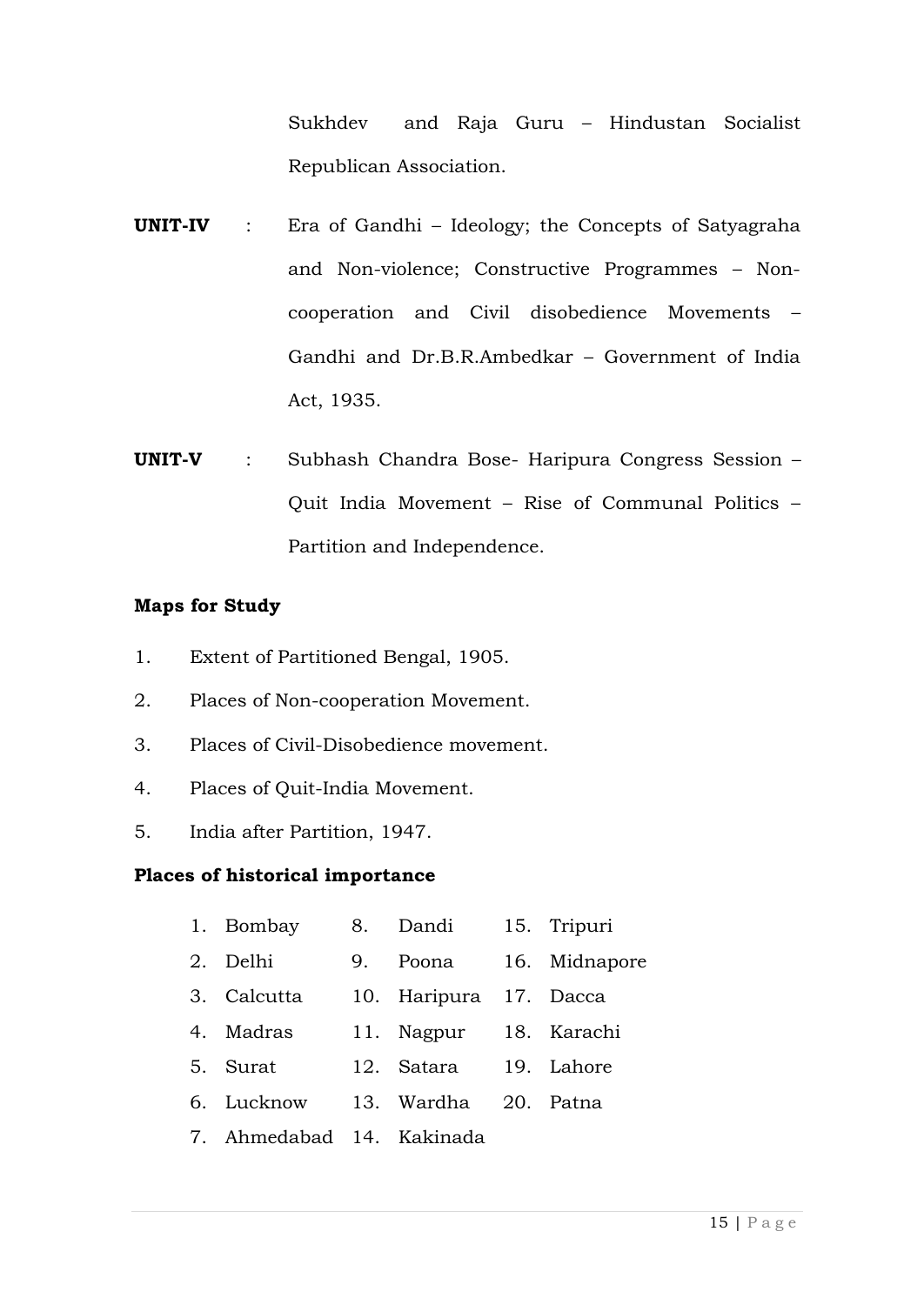Sukhdev and Raja Guru – Hindustan Socialist Republican Association.

**UNIT-IV** : Era of Gandhi – Ideology; the Concepts of Satyagraha and Non-violence; Constructive Programmes – Non-cooperation and Civil disobedience Movements – Gandhi and Dr.B.R.Ambedkar – Government of India Act, 1935.

**UNIT-V** : Subhash Chandra Bose- Haripura Congress Session – Quit India Movement – Rise of Communal Politics – Partition and Independence.

**Maps for Study**

1. Extent of Partitioned Bengal, 1905.
2. Places of Non-cooperation Movement.
3. Places of Civil-Disobedience movement.
4. Places of Quit-India Movement.
5. India after Partition, 1947.

**Places of historical importance**

| | | |
|---|---|---|
| 1. Bombay | 8. Dandi | 15. Tripuri |
| 2. Delhi | 9. Poona | 16. Midnapore |
| 3. Calcutta | 10. Haripura | 17. Dacca |
| 4. Madras | 11. Nagpur | 18. Karachi |
| 5. Surat | 12. Satara | 19. Lahore |
| 6. Lucknow | 13. Wardha | 20. Patna |
| 7. Ahmedabad | 14. Kakinada | |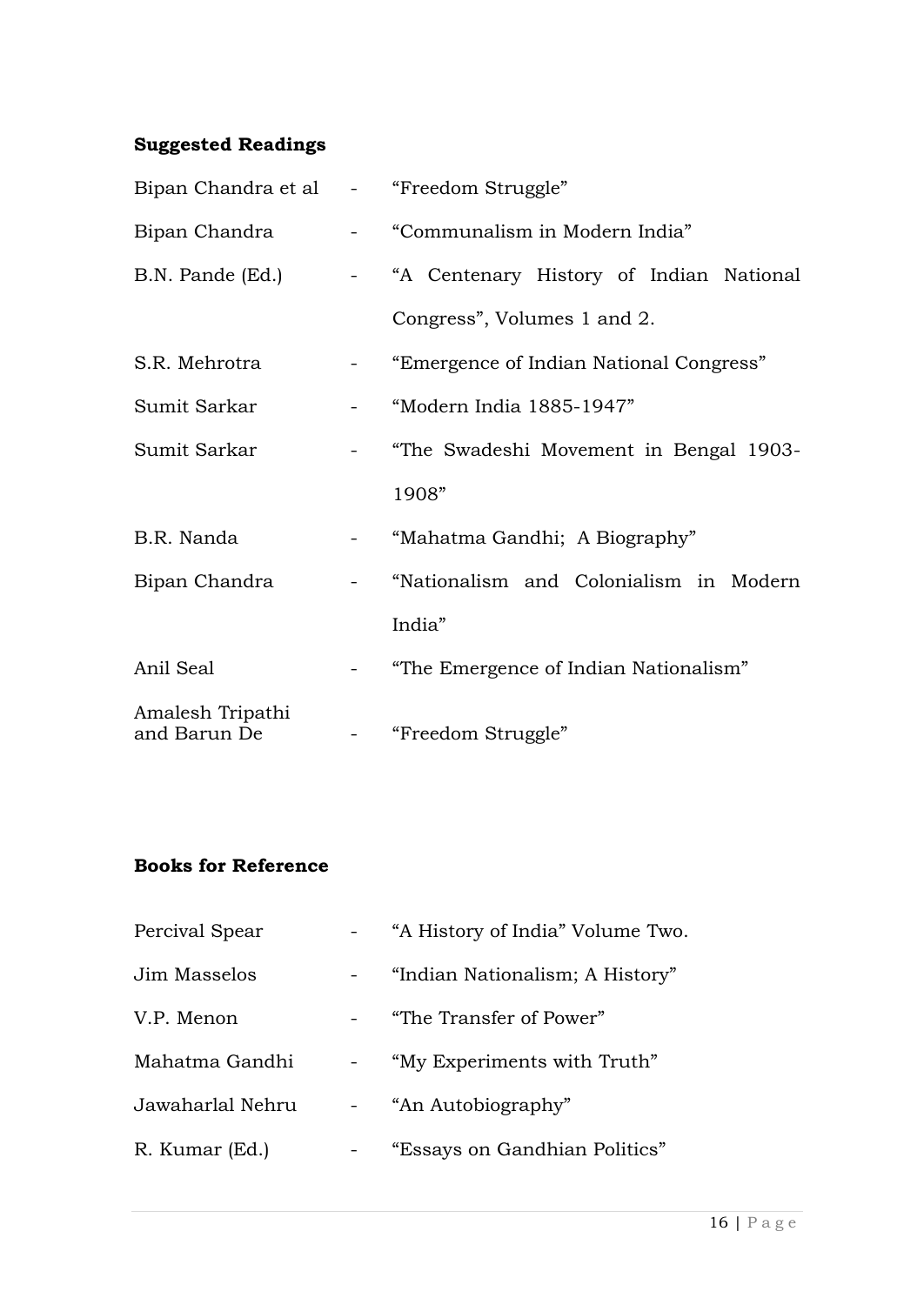**Suggested Readings**

| | | |
|---|---|---|
| Bipan Chandra et al | - | "Freedom Struggle" |
| Bipan Chandra | - | "Communalism in Modern India" |
| B.N. Pande (Ed.) | - | "A Centenary History of Indian National Congress", Volumes 1 and 2. |
| S.R. Mehrotra | - | "Emergence of Indian National Congress" |
| Sumit Sarkar | - | "Modern India 1885-1947" |
| Sumit Sarkar | - | "The Swadeshi Movement in Bengal 1903-1908" |
| B.R. Nanda | - | "Mahatma Gandhi; A Biography" |
| Bipan Chandra | - | "Nationalism and Colonialism in Modern India" |
| Anil Seal | - | "The Emergence of Indian Nationalism" |
| Amalesh Tripathi and Barun De | - | "Freedom Struggle" |

**Books for Reference**

| | | |
|---|---|---|
| Percival Spear | - | "A History of India" Volume Two. |
| Jim Masselos | - | "Indian Nationalism; A History" |
| V.P. Menon | - | "The Transfer of Power" |
| Mahatma Gandhi | - | "My Experiments with Truth" |
| Jawaharlal Nehru | - | "An Autobiography" |
| R. Kumar (Ed.) | - | "Essays on Gandhian Politics" |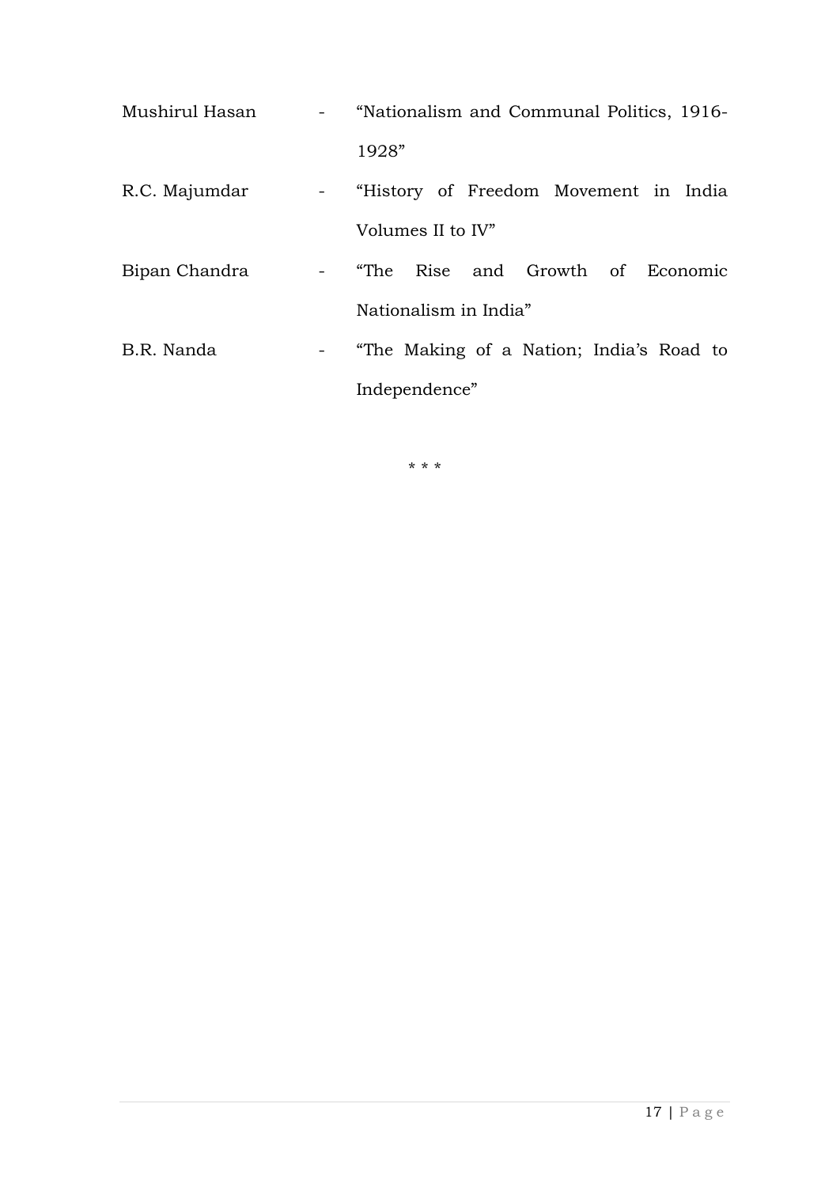| | | |
|---|---|---|
| Mushirul Hasan | - | "Nationalism and Communal Politics, 1916-1928" |
| R.C. Majumdar | - | "History of Freedom Movement in India Volumes II to IV" |
| Bipan Chandra | - | "The Rise and Growth of Economic Nationalism in India" |
| B.R. Nanda | - | "The Making of a Nation; India's Road to Independence" |

* * *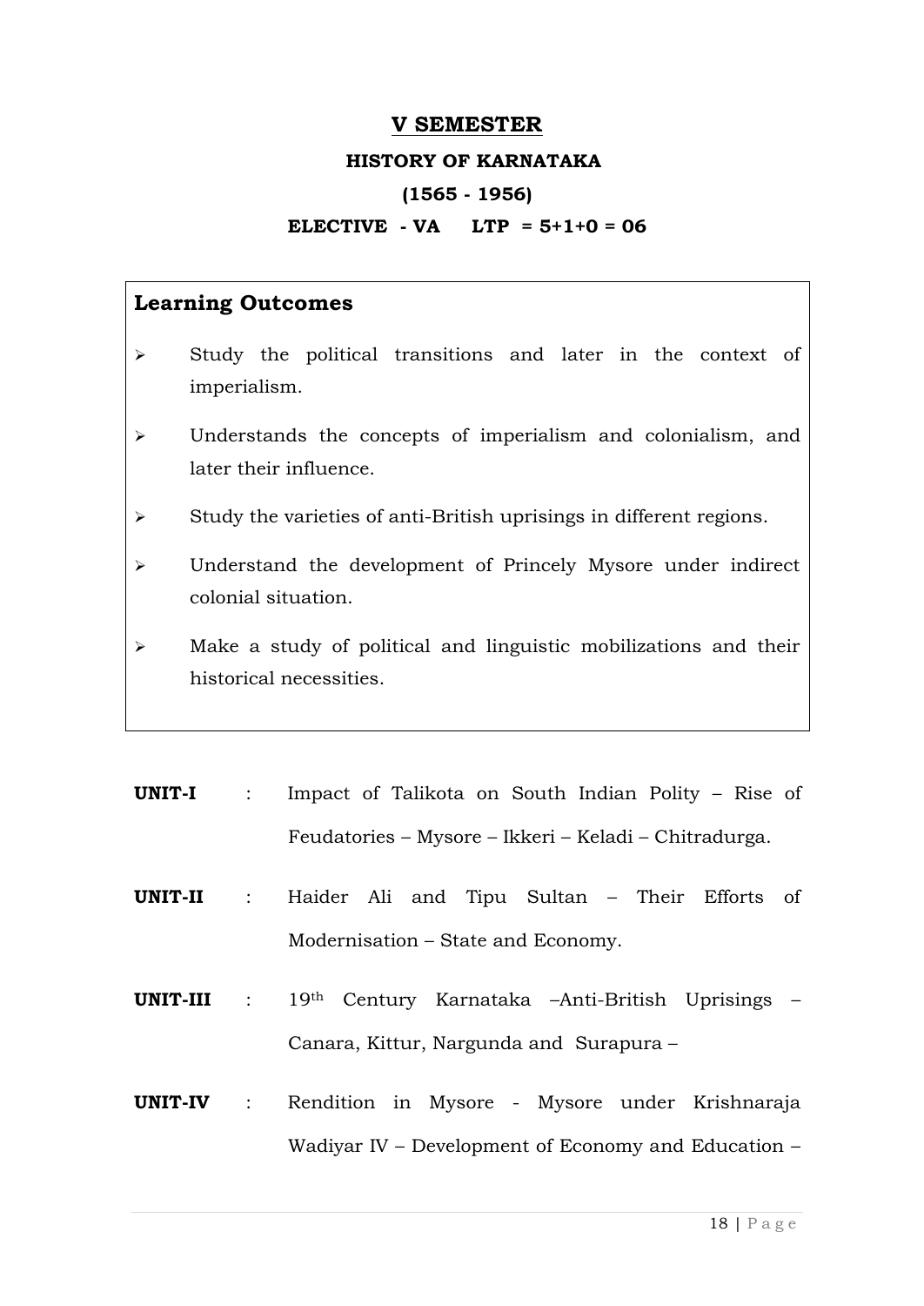## V SEMESTER

### HISTORY OF KARNATAKA

### (1565 - 1956)

**ELECTIVE - VA LTP = 5+1+0 = 06**

**Learning Outcomes**

- Study the political transitions and later in the context of imperialism.
- Understands the concepts of imperialism and colonialism, and later their influence.
- Study the varieties of anti-British uprisings in different regions.
- Understand the development of Princely Mysore under indirect colonial situation.
- Make a study of political and linguistic mobilizations and their historical necessities.

**UNIT-I** : Impact of Talikota on South Indian Polity – Rise of Feudatories – Mysore – Ikkeri – Keladi – Chitradurga.

**UNIT-II** : Haider Ali and Tipu Sultan – Their Efforts of Modernisation – State and Economy.

**UNIT-III** : 19th Century Karnataka –Anti-British Uprisings – Canara, Kittur, Nargunda and Surapura –

**UNIT-IV** : Rendition in Mysore - Mysore under Krishnaraja Wadiyar IV – Development of Economy and Education –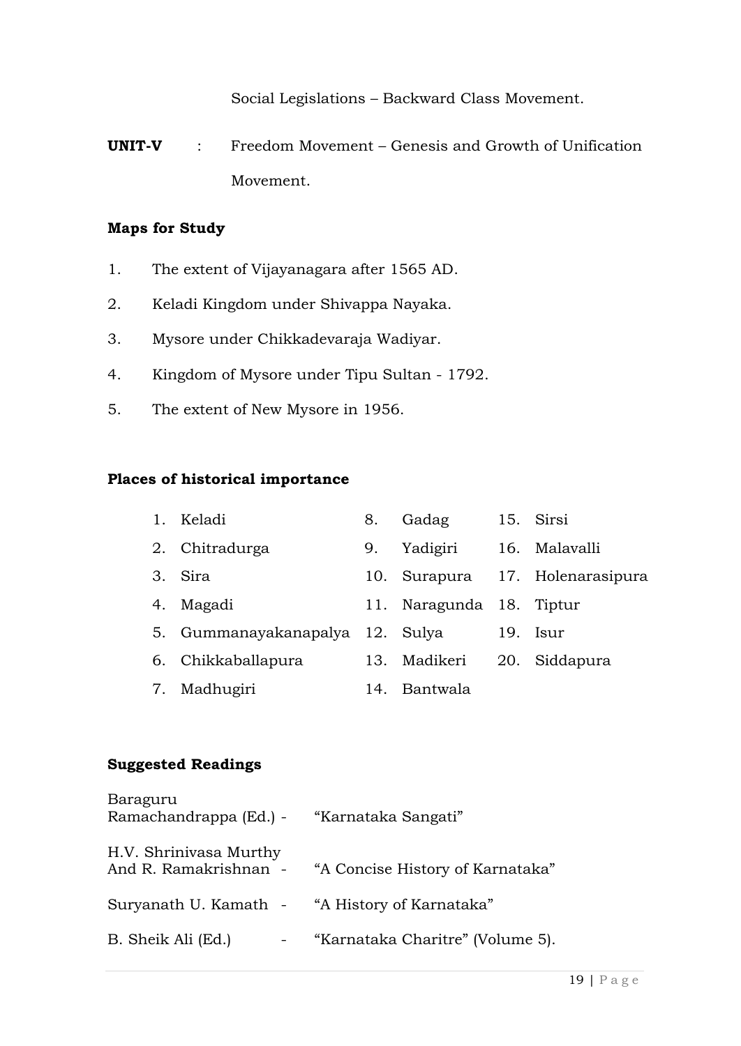Social Legislations – Backward Class Movement.

**UNIT-V** : Freedom Movement – Genesis and Growth of Unification Movement.

**Maps for Study**

1. The extent of Vijayanagara after 1565 AD.
2. Keladi Kingdom under Shivappa Nayaka.
3. Mysore under Chikkadevaraja Wadiyar.
4. Kingdom of Mysore under Tipu Sultan - 1792.
5. The extent of New Mysore in 1956.

**Places of historical importance**

1. Keladi
2. Chitradurga
3. Sira
4. Magadi
5. Gummanayakanapalya
6. Chikkaballapura
7. Madhugiri
8. Gadag
9. Yadigiri
10. Surapura
11. Naragunda
12. Sulya
13. Madikeri
14. Bantwala
15. Sirsi
16. Malavalli
17. Holenarasipura
18. Tiptur
19. Isur
20. Siddapura

**Suggested Readings**

Baraguru Ramachandrappa (Ed.) - "Karnataka Sangati"

H.V. Shrinivasa Murthy And R. Ramakrishnan - "A Concise History of Karnataka"

Suryanath U. Kamath - "A History of Karnataka"

B. Sheik Ali (Ed.) - "Karnataka Charitre" (Volume 5).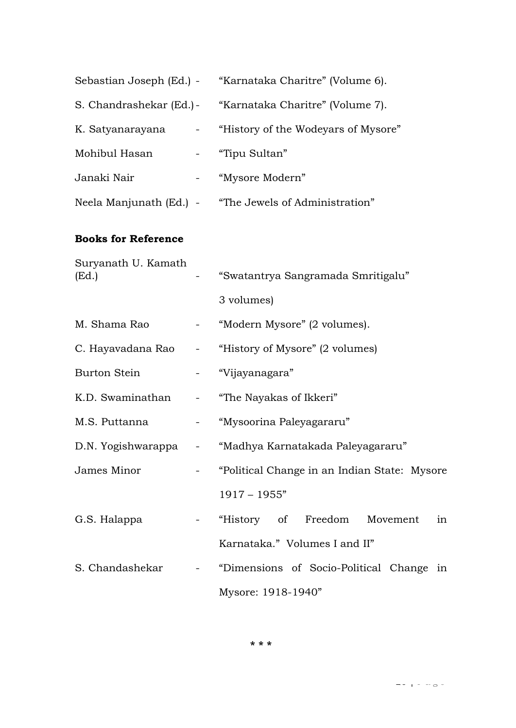Sebastian Joseph (Ed.) - "Karnataka Charitre" (Volume 6).

S. Chandrashekar (Ed.) - "Karnataka Charitre" (Volume 7).

K. Satyanarayana - "History of the Wodeyars of Mysore"

Mohibul Hasan - "Tipu Sultan"

Janaki Nair - "Mysore Modern"

Neela Manjunath (Ed.) - "The Jewels of Administration"

**Books for Reference**

Suryanath U. Kamath (Ed.) - "Swatantrya Sangramada Smritigalu" 3 volumes)

M. Shama Rao - "Modern Mysore" (2 volumes).

C. Hayavadana Rao - "History of Mysore" (2 volumes)

Burton Stein - "Vijayanagara"

K.D. Swaminathan - "The Nayakas of Ikkeri"

M.S. Puttanna - "Mysoorina Paleyagararu"

D.N. Yogishwarappa - "Madhya Karnatakada Paleyagararu"

James Minor - "Political Change in an Indian State: Mysore 1917 – 1955"

G.S. Halappa - "History of Freedom Movement in Karnataka." Volumes I and II"

S. Chandashekar - "Dimensions of Socio-Political Change in Mysore: 1918-1940"

\* \* \*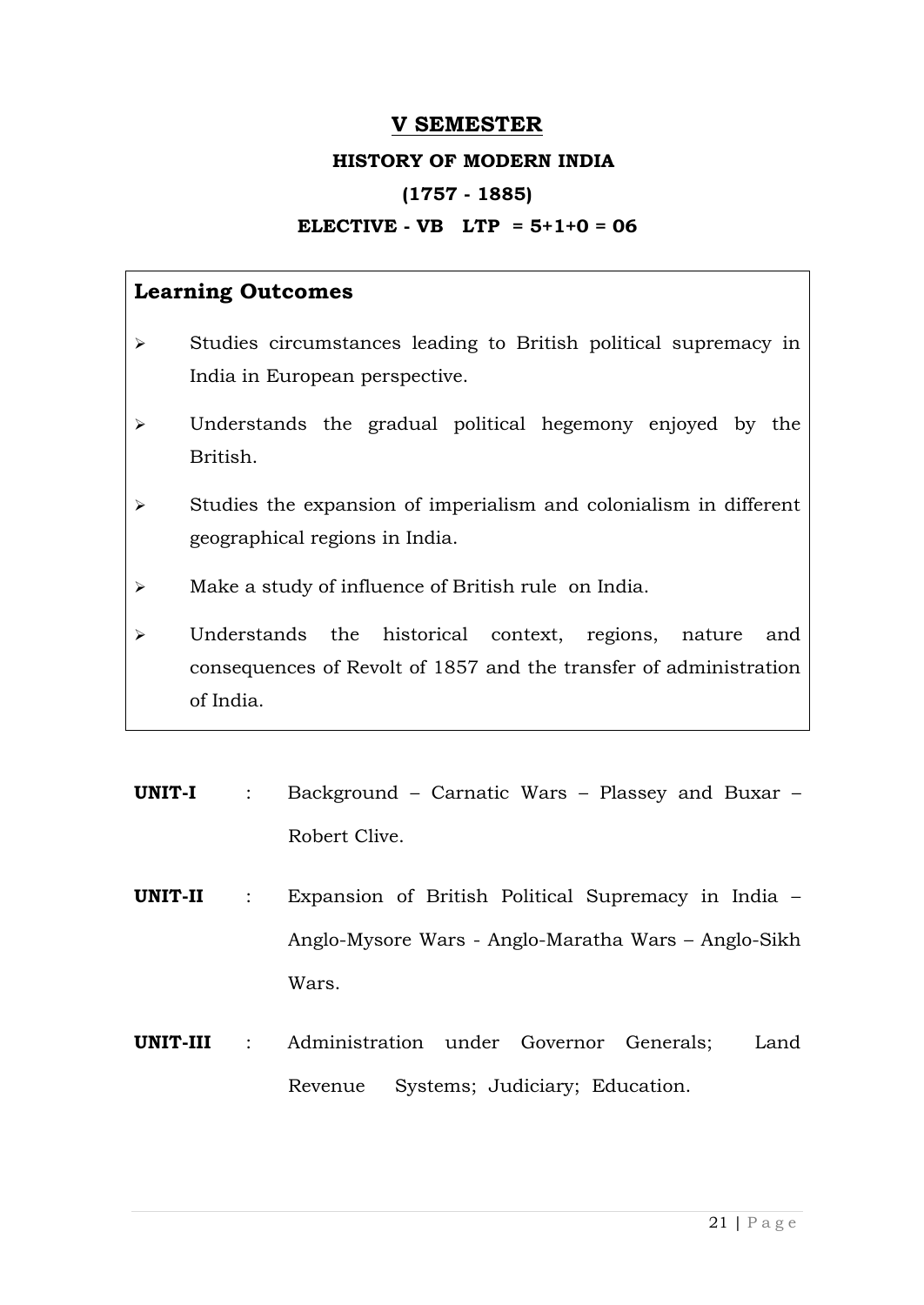## V SEMESTER

### HISTORY OF MODERN INDIA

### (1757 - 1885)

**ELECTIVE - VB LTP = 5+1+0 = 06**

### Learning Outcomes

- Studies circumstances leading to British political supremacy in India in European perspective.
- Understands the gradual political hegemony enjoyed by the British.
- Studies the expansion of imperialism and colonialism in different geographical regions in India.
- Make a study of influence of British rule on India.
- Understands the historical context, regions, nature and consequences of Revolt of 1857 and the transfer of administration of India.

**UNIT-I** : Background – Carnatic Wars – Plassey and Buxar – Robert Clive.

**UNIT-II** : Expansion of British Political Supremacy in India – Anglo-Mysore Wars - Anglo-Maratha Wars – Anglo-Sikh Wars.

**UNIT-III** : Administration under Governor Generals; Land Revenue Systems; Judiciary; Education.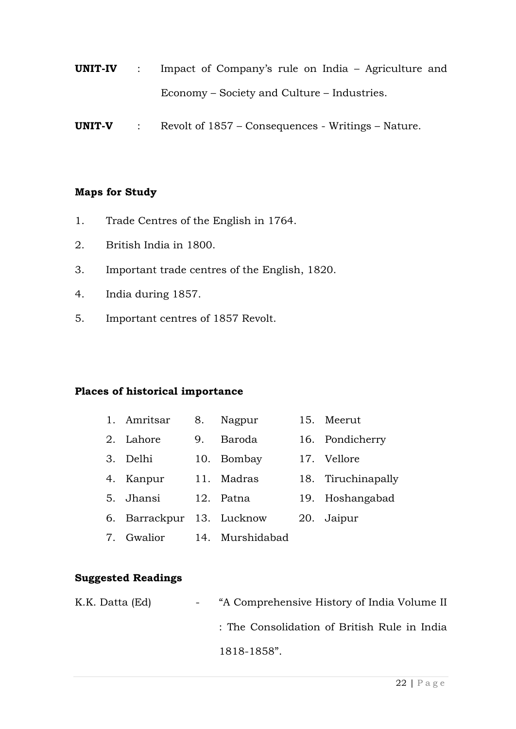**UNIT-IV** : Impact of Company's rule on India – Agriculture and Economy – Society and Culture – Industries.

**UNIT-V** : Revolt of 1857 – Consequences - Writings – Nature.

**Maps for Study**

1. Trade Centres of the English in 1764.
2. British India in 1800.
3. Important trade centres of the English, 1820.
4. India during 1857.
5. Important centres of 1857 Revolt.

**Places of historical importance**

1. Amritsar
2. Lahore
3. Delhi
4. Kanpur
5. Jhansi
6. Barrackpur
7. Gwalior
8. Nagpur
9. Baroda
10. Bombay
11. Madras
12. Patna
13. Lucknow
14. Murshidabad
15. Meerut
16. Pondicherry
17. Vellore
18. Tiruchinapally
19. Hoshangabad
20. Jaipur

**Suggested Readings**

K.K. Datta (Ed) - "A Comprehensive History of India Volume II : The Consolidation of British Rule in India 1818-1858".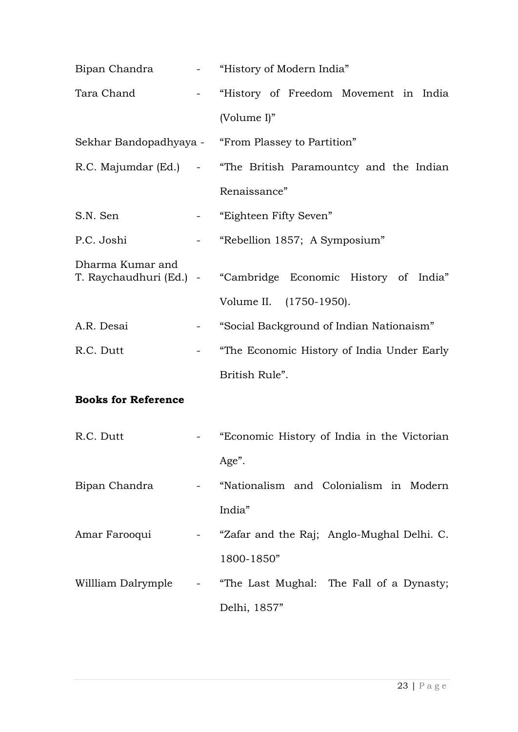Bipan Chandra - "History of Modern India"

Tara Chand - "History of Freedom Movement in India (Volume I)"

Sekhar Bandopadhyaya - "From Plassey to Partition"

R.C. Majumdar (Ed.) - "The British Paramountcy and the Indian Renaissance"

S.N. Sen - "Eighteen Fifty Seven"

P.C. Joshi - "Rebellion 1857; A Symposium"

Dharma Kumar and T. Raychaudhuri (Ed.) - "Cambridge Economic History of India" Volume II. (1750-1950).

A.R. Desai - "Social Background of Indian Nationaism"

R.C. Dutt - "The Economic History of India Under Early British Rule".

**Books for Reference**

R.C. Dutt - "Economic History of India in the Victorian Age".

Bipan Chandra - "Nationalism and Colonialism in Modern India"

Amar Farooqui - "Zafar and the Raj; Anglo-Mughal Delhi. C. 1800-1850"

Willliam Dalrymple - "The Last Mughal: The Fall of a Dynasty; Delhi, 1857"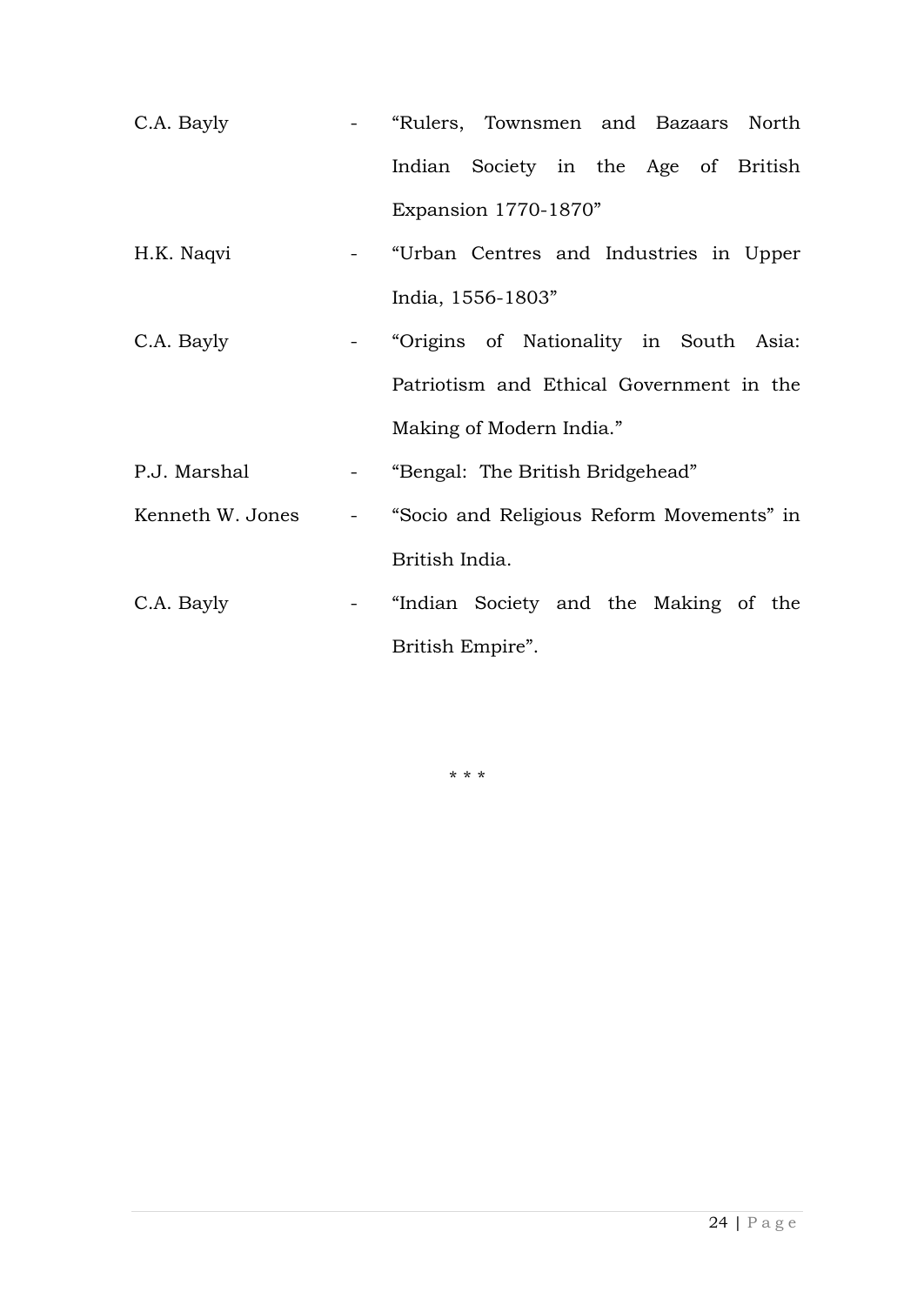C.A. Bayly - "Rulers, Townsmen and Bazaars North Indian Society in the Age of British Expansion 1770-1870"

H.K. Naqvi - "Urban Centres and Industries in Upper India, 1556-1803"

C.A. Bayly - "Origins of Nationality in South Asia: Patriotism and Ethical Government in the Making of Modern India."

P.J. Marshal - "Bengal: The British Bridgehead"

Kenneth W. Jones - "Socio and Religious Reform Movements" in British India.

C.A. Bayly - "Indian Society and the Making of the British Empire".

* * *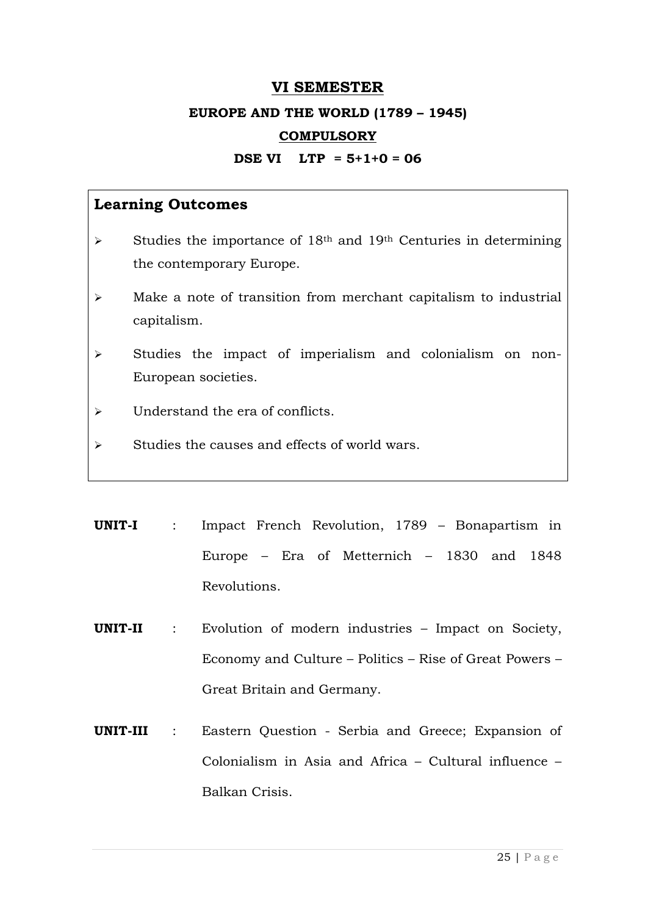## VI SEMESTER

### EUROPE AND THE WORLD (1789 – 1945)

### COMPULSORY

**DSE VI LTP = 5+1+0 = 06**

**Learning Outcomes**

- Studies the importance of 18th and 19th Centuries in determining the contemporary Europe.
- Make a note of transition from merchant capitalism to industrial capitalism.
- Studies the impact of imperialism and colonialism on non-European societies.
- Understand the era of conflicts.
- Studies the causes and effects of world wars.

**UNIT-I** : Impact French Revolution, 1789 – Bonapartism in Europe – Era of Metternich – 1830 and 1848 Revolutions.

**UNIT-II** : Evolution of modern industries – Impact on Society, Economy and Culture – Politics – Rise of Great Powers – Great Britain and Germany.

**UNIT-III** : Eastern Question - Serbia and Greece; Expansion of Colonialism in Asia and Africa – Cultural influence – Balkan Crisis.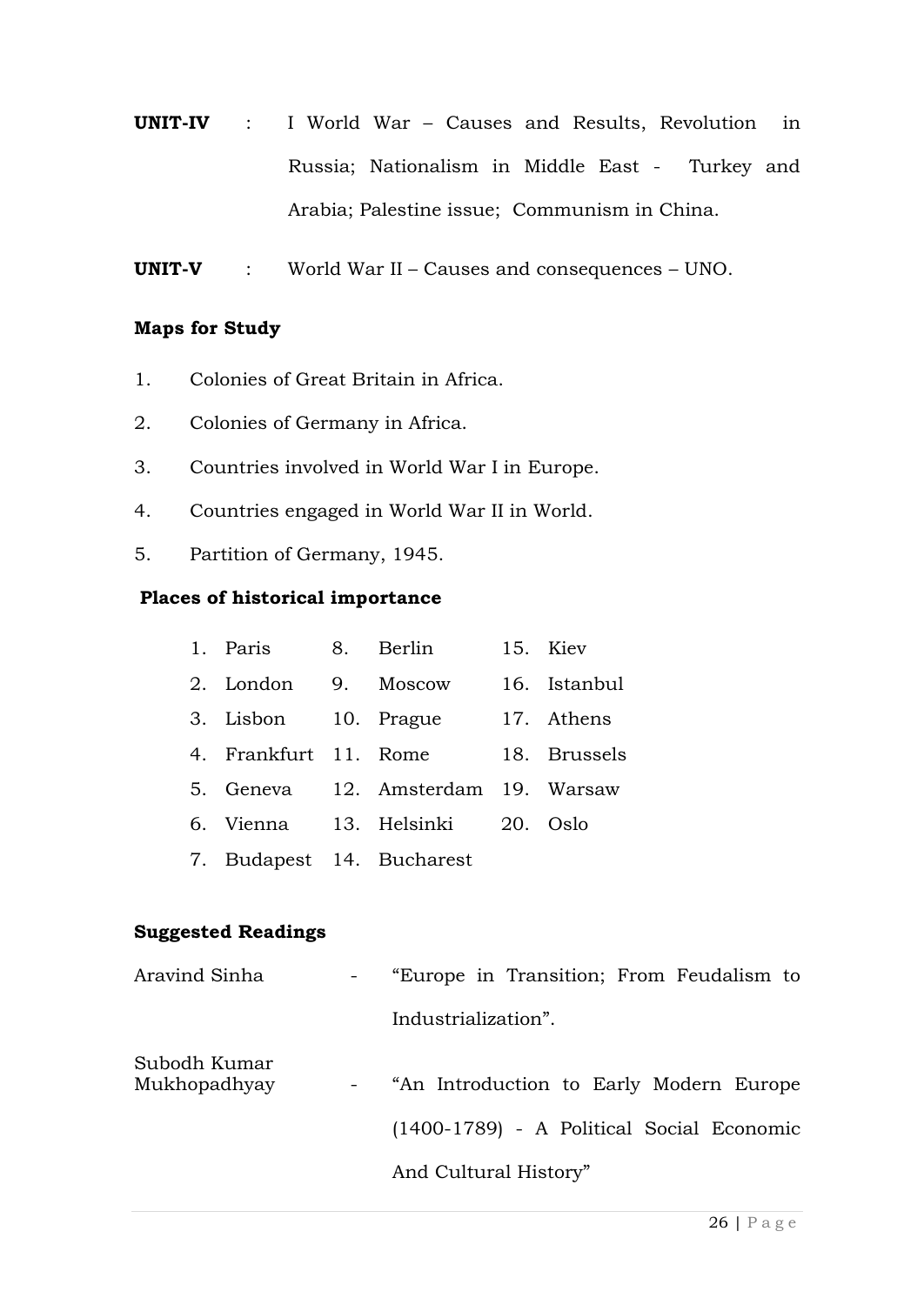**UNIT-IV** : I World War – Causes and Results, Revolution in Russia; Nationalism in Middle East - Turkey and Arabia; Palestine issue; Communism in China.

**UNIT-V** : World War II – Causes and consequences – UNO.

**Maps for Study**

1. Colonies of Great Britain in Africa.
2. Colonies of Germany in Africa.
3. Countries involved in World War I in Europe.
4. Countries engaged in World War II in World.
5. Partition of Germany, 1945.

**Places of historical importance**

| | | |
|---|---|---|
| 1. Paris | 8. Berlin | 15. Kiev |
| 2. London | 9. Moscow | 16. Istanbul |
| 3. Lisbon | 10. Prague | 17. Athens |
| 4. Frankfurt | 11. Rome | 18. Brussels |
| 5. Geneva | 12. Amsterdam | 19. Warsaw |
| 6. Vienna | 13. Helsinki | 20. Oslo |
| 7. Budapest | 14. Bucharest | |

**Suggested Readings**

Aravind Sinha - "Europe in Transition; From Feudalism to Industrialization".

Subodh Kumar Mukhopadhyay - "An Introduction to Early Modern Europe (1400-1789) - A Political Social Economic And Cultural History"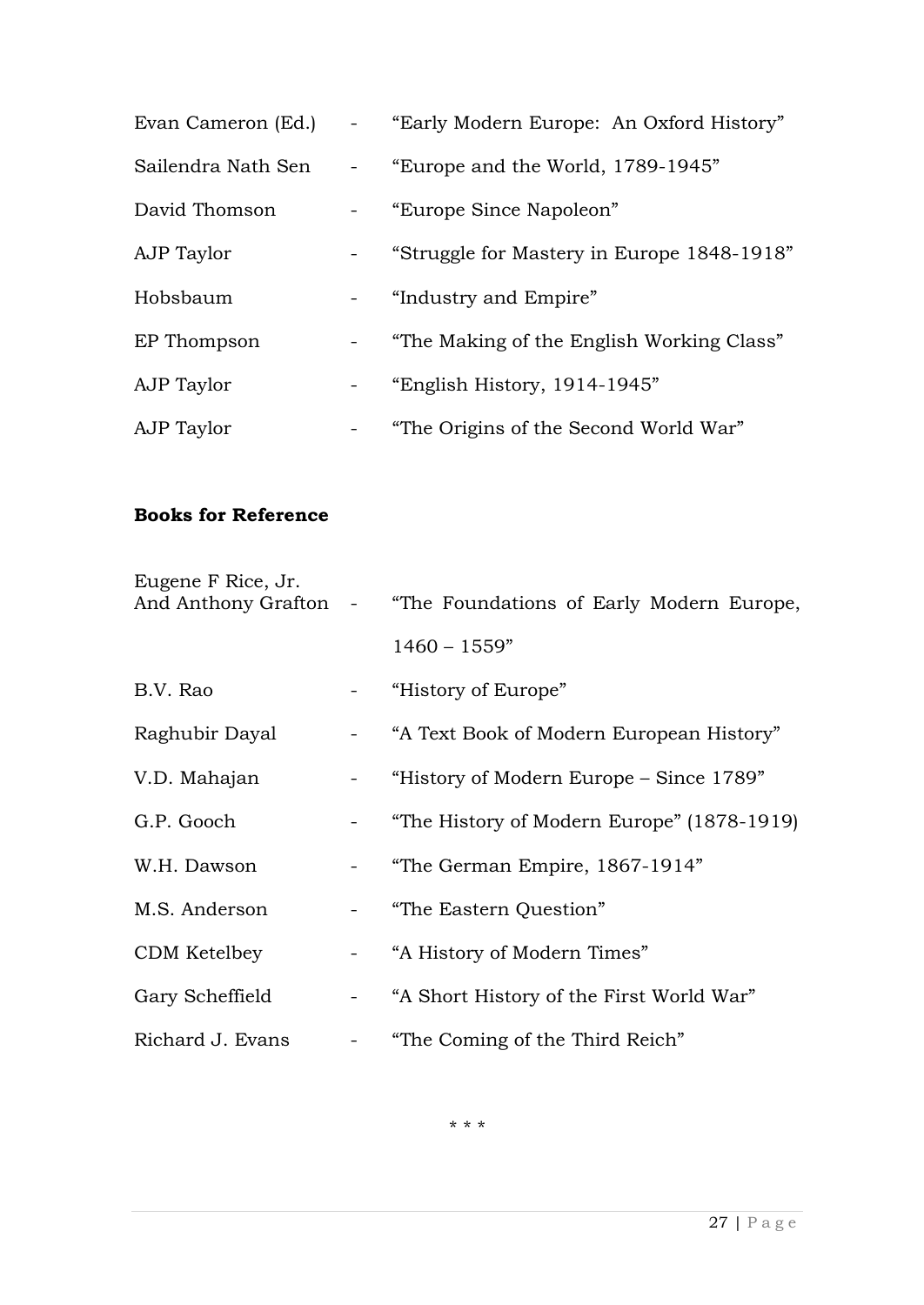Evan Cameron (Ed.) - "Early Modern Europe: An Oxford History"

Sailendra Nath Sen - "Europe and the World, 1789-1945"

David Thomson - "Europe Since Napoleon"

AJP Taylor - "Struggle for Mastery in Europe 1848-1918"

Hobsbaum - "Industry and Empire"

EP Thompson - "The Making of the English Working Class"

AJP Taylor - "English History, 1914-1945"

AJP Taylor - "The Origins of the Second World War"

**Books for Reference**

Eugene F Rice, Jr. And Anthony Grafton - "The Foundations of Early Modern Europe, 1460 – 1559"

B.V. Rao - "History of Europe"

Raghubir Dayal - "A Text Book of Modern European History"

V.D. Mahajan - "History of Modern Europe – Since 1789"

G.P. Gooch - "The History of Modern Europe" (1878-1919)

W.H. Dawson - "The German Empire, 1867-1914"

M.S. Anderson - "The Eastern Question"

CDM Ketelbey - "A History of Modern Times"

Gary Scheffield - "A Short History of the First World War"

Richard J. Evans - "The Coming of the Third Reich"

\* \* \*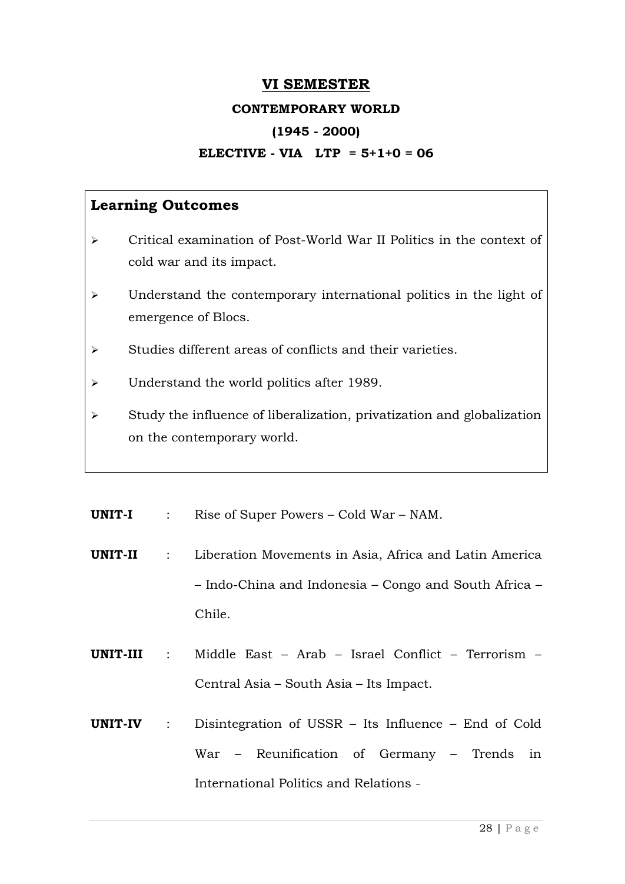# VI SEMESTER

## CONTEMPORARY WORLD

## (1945 - 2000)

### ELECTIVE - VIA LTP = 5+1+0 = 06

**Learning Outcomes**

- Critical examination of Post-World War II Politics in the context of cold war and its impact.
- Understand the contemporary international politics in the light of emergence of Blocs.
- Studies different areas of conflicts and their varieties.
- Understand the world politics after 1989.
- Study the influence of liberalization, privatization and globalization on the contemporary world.

**UNIT-I** : Rise of Super Powers – Cold War – NAM.

**UNIT-II** : Liberation Movements in Asia, Africa and Latin America – Indo-China and Indonesia – Congo and South Africa – Chile.

**UNIT-III** : Middle East – Arab – Israel Conflict – Terrorism – Central Asia – South Asia – Its Impact.

**UNIT-IV** : Disintegration of USSR – Its Influence – End of Cold War – Reunification of Germany – Trends in International Politics and Relations -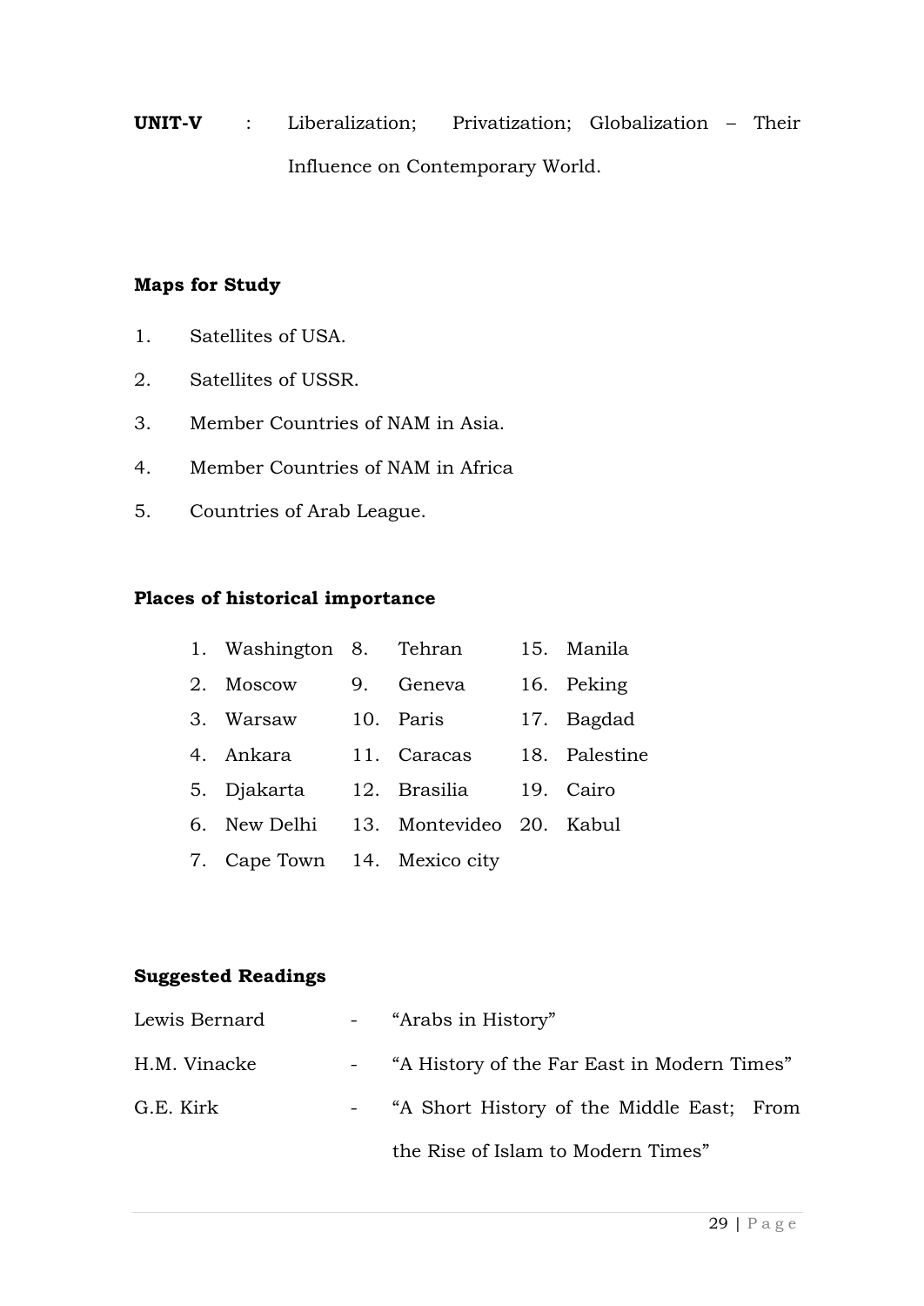**UNIT-V** : Liberalization; Privatization; Globalization – Their Influence on Contemporary World.

**Maps for Study**

1. Satellites of USA.
2. Satellites of USSR.
3. Member Countries of NAM in Asia.
4. Member Countries of NAM in Africa
5. Countries of Arab League.

**Places of historical importance**

1. Washington
2. Moscow
3. Warsaw
4. Ankara
5. Djakarta
6. New Delhi
7. Cape Town
8. Tehran
9. Geneva
10. Paris
11. Caracas
12. Brasilia
13. Montevideo
14. Mexico city
15. Manila
16. Peking
17. Bagdad
18. Palestine
19. Cairo
20. Kabul

**Suggested Readings**

Lewis Bernard - "Arabs in History"

H.M. Vinacke - "A History of the Far East in Modern Times"

G.E. Kirk - "A Short History of the Middle East; From the Rise of Islam to Modern Times"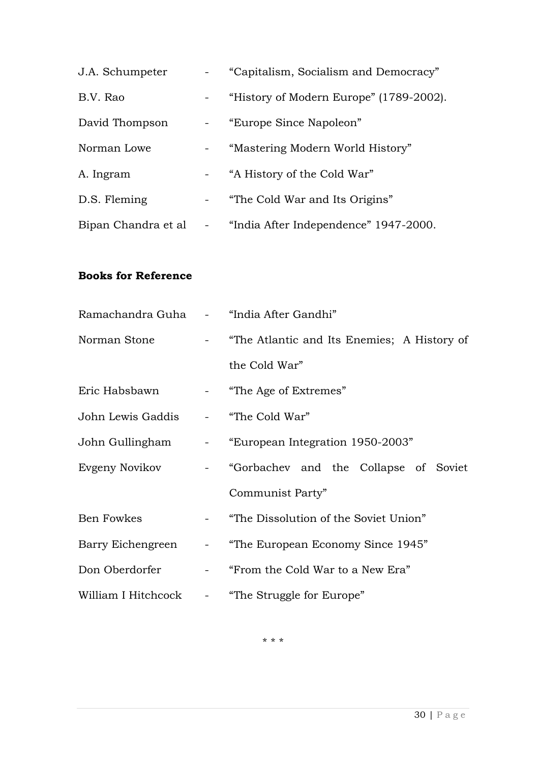J.A. Schumpeter - "Capitalism, Socialism and Democracy"

B.V. Rao - "History of Modern Europe" (1789-2002).

David Thompson - "Europe Since Napoleon"

Norman Lowe - "Mastering Modern World History"

A. Ingram - "A History of the Cold War"

D.S. Fleming - "The Cold War and Its Origins"

Bipan Chandra et al - "India After Independence" 1947-2000.

**Books for Reference**

Ramachandra Guha - "India After Gandhi"

Norman Stone - "The Atlantic and Its Enemies; A History of the Cold War"

Eric Habsbawn - "The Age of Extremes"

John Lewis Gaddis - "The Cold War"

John Gullingham - "European Integration 1950-2003"

Evgeny Novikov - "Gorbachev and the Collapse of Soviet Communist Party"

Ben Fowkes - "The Dissolution of the Soviet Union"

Barry Eichengreen - "The European Economy Since 1945"

Don Oberdorfer - "From the Cold War to a New Era"

William I Hitchcock - "The Struggle for Europe"

* * *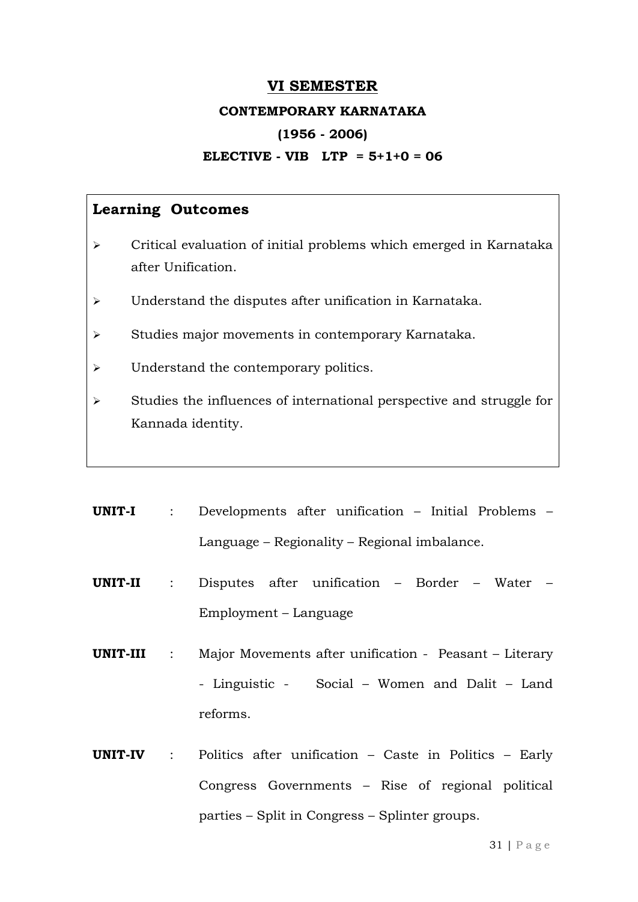# VI SEMESTER

## CONTEMPORARY KARNATAKA

## (1956 - 2006)

## ELECTIVE - VIB LTP = 5+1+0 = 06

**Learning Outcomes**

- Critical evaluation of initial problems which emerged in Karnataka after Unification.
- Understand the disputes after unification in Karnataka.
- Studies major movements in contemporary Karnataka.
- Understand the contemporary politics.
- Studies the influences of international perspective and struggle for Kannada identity.

**UNIT-I** : Developments after unification – Initial Problems – Language – Regionality – Regional imbalance.

**UNIT-II** : Disputes after unification – Border – Water – Employment – Language

**UNIT-III** : Major Movements after unification - Peasant – Literary - Linguistic - Social – Women and Dalit – Land reforms.

**UNIT-IV** : Politics after unification – Caste in Politics – Early Congress Governments – Rise of regional political parties – Split in Congress – Splinter groups.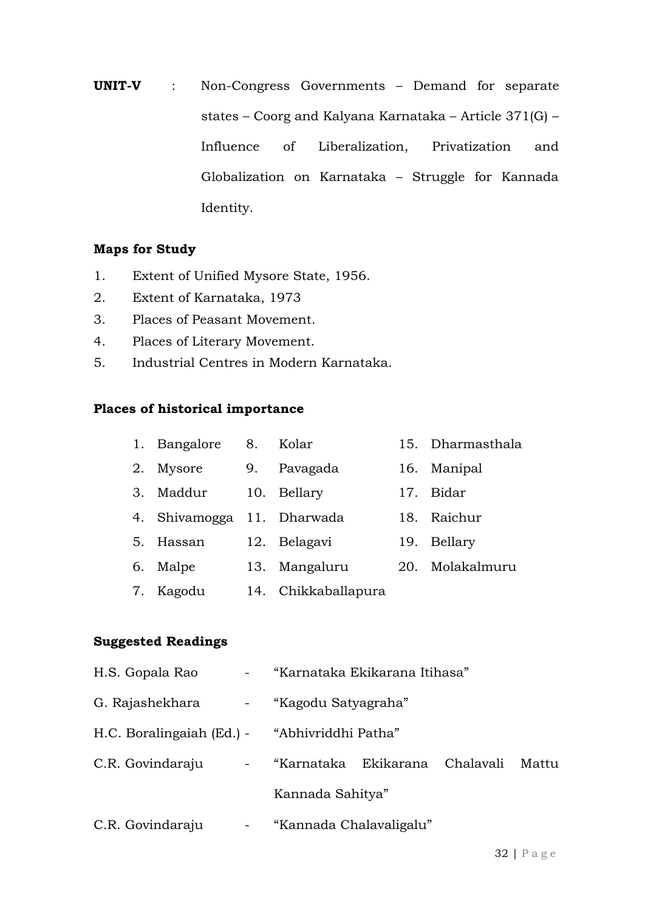**UNIT-V** : Non-Congress Governments – Demand for separate states – Coorg and Kalyana Karnataka – Article 371(G) – Influence of Liberalization, Privatization and Globalization on Karnataka – Struggle for Kannada Identity.

**Maps for Study**

1. Extent of Unified Mysore State, 1956.
2. Extent of Karnataka, 1973
3. Places of Peasant Movement.
4. Places of Literary Movement.
5. Industrial Centres in Modern Karnataka.

**Places of historical importance**

1. Bangalore
2. Mysore
3. Maddur
4. Shivamogga
5. Hassan
6. Malpe
7. Kagodu
8. Kolar
9. Pavagada
10. Bellary
11. Dharwada
12. Belagavi
13. Mangaluru
14. Chikkaballapura
15. Dharmasthala
16. Manipal
17. Bidar
18. Raichur
19. Bellary
20. Molakalmuru

**Suggested Readings**

H.S. Gopala Rao - "Karnataka Ekikarana Itihasa"

G. Rajashekhara - "Kagodu Satyagraha"

H.C. Boralingaiah (Ed.) - "Abhivriddhi Patha"

C.R. Govindaraju - "Karnataka Ekikarana Chalavali Mattu Kannada Sahitya"

C.R. Govindaraju - "Kannada Chalavaligalu"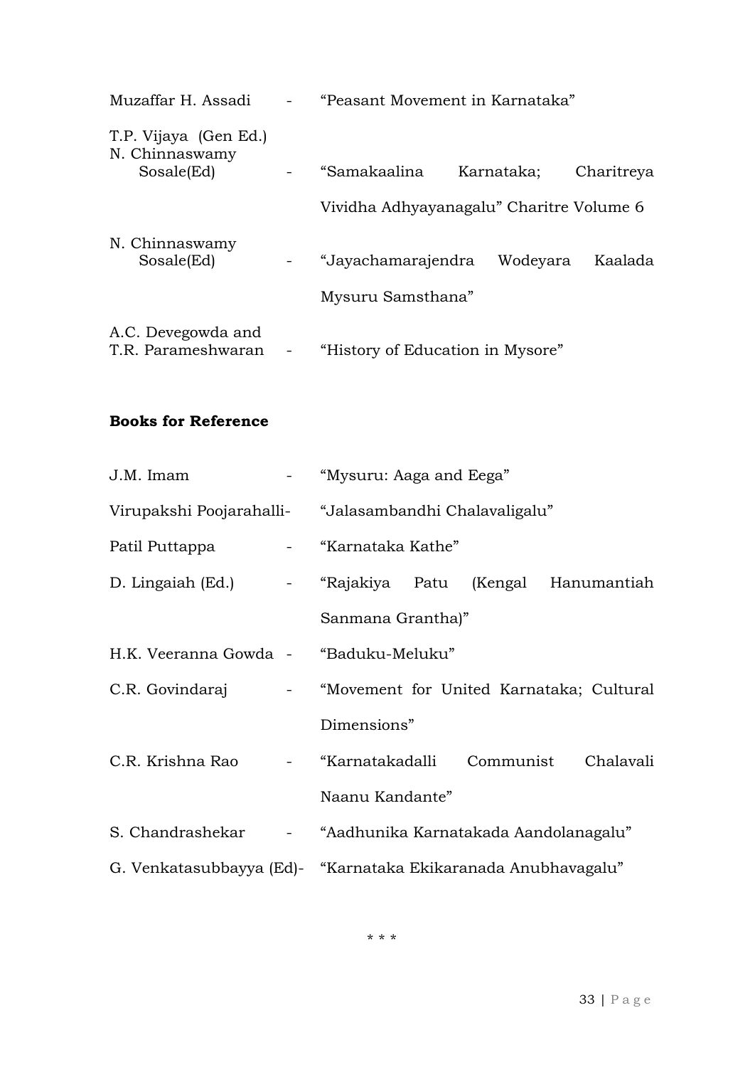Muzaffar H. Assadi - "Peasant Movement in Karnataka"

T.P. Vijaya (Gen Ed.)
N. Chinnaswamy Sosale(Ed) - "Samakaalina Karnataka; Charitreya Vividha Adhyayanagalu" Charitre Volume 6

N. Chinnaswamy Sosale(Ed) - "Jayachamarajendra Wodeyara Kaalada Mysuru Samsthana"

A.C. Devegowda and
T.R. Parameshwaran - "History of Education in Mysore"

**Books for Reference**

J.M. Imam - "Mysuru: Aaga and Eega"

Virupakshi Poojarahalli- "Jalasambandhi Chalavaligalu"

Patil Puttappa - "Karnataka Kathe"

D. Lingaiah (Ed.) - "Rajakiya Patu (Kengal Hanumantiah Sanmana Grantha)"

H.K. Veeranna Gowda - "Baduku-Meluku"

C.R. Govindaraj - "Movement for United Karnataka; Cultural Dimensions"

C.R. Krishna Rao - "Karnatakadalli Communist Chalavali Naanu Kandante"

S. Chandrashekar - "Aadhunika Karnatakada Aandolanagalu"

G. Venkatasubbayya (Ed)- "Karnataka Ekikaranada Anubhavagalu"

\* \* \*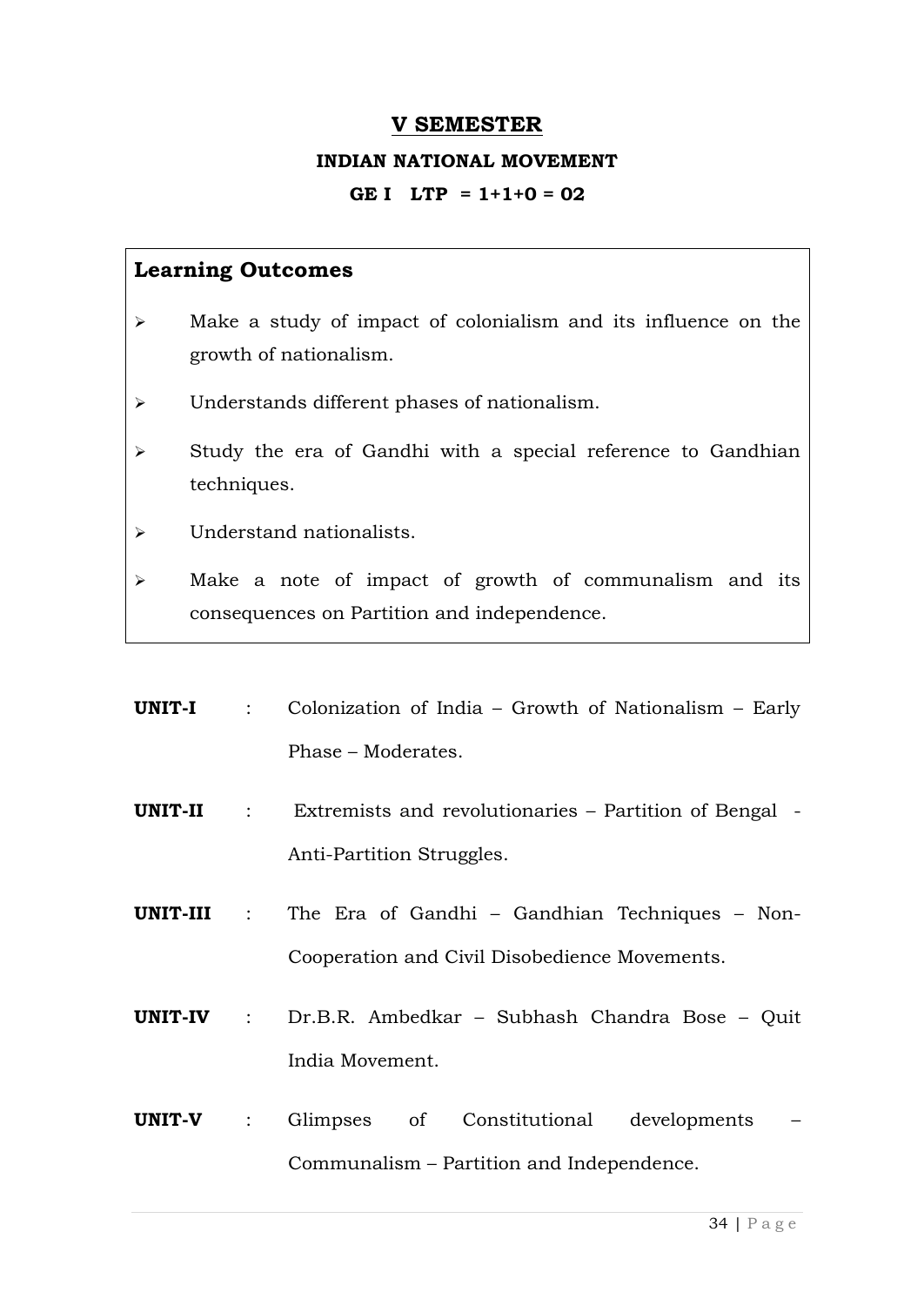## V SEMESTER

### INDIAN NATIONAL MOVEMENT

**GE I LTP = 1+1+0 = 02**

### Learning Outcomes

- Make a study of impact of colonialism and its influence on the growth of nationalism.
- Understands different phases of nationalism.
- Study the era of Gandhi with a special reference to Gandhian techniques.
- Understand nationalists.
- Make a note of impact of growth of communalism and its consequences on Partition and independence.

**UNIT-I** : Colonization of India – Growth of Nationalism – Early Phase – Moderates.

**UNIT-II** : Extremists and revolutionaries – Partition of Bengal - Anti-Partition Struggles.

**UNIT-III** : The Era of Gandhi – Gandhian Techniques – Non-Cooperation and Civil Disobedience Movements.

**UNIT-IV** : Dr.B.R. Ambedkar – Subhash Chandra Bose – Quit India Movement.

**UNIT-V** : Glimpses of Constitutional developments – Communalism – Partition and Independence.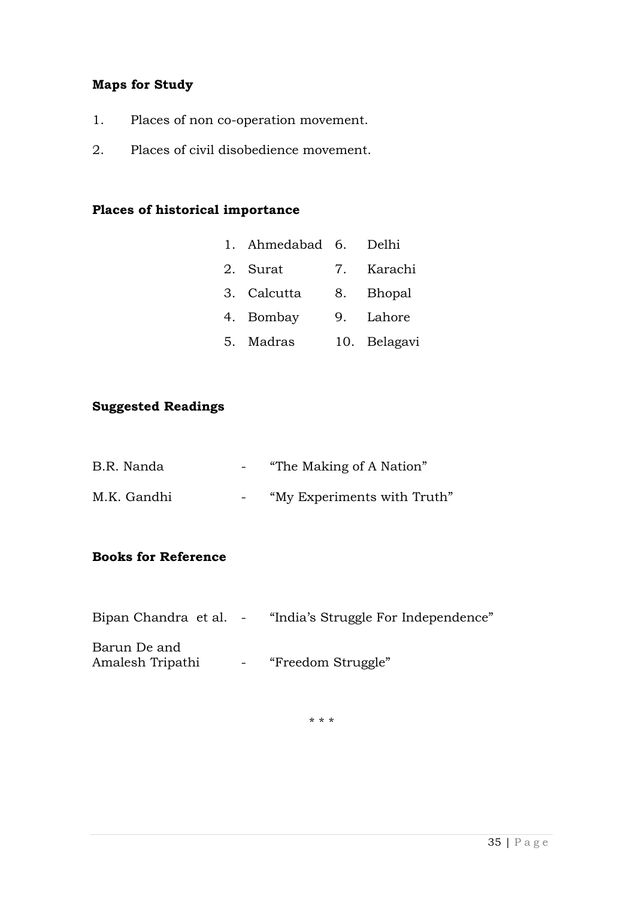**Maps for Study**

1. Places of non co-operation movement.
2. Places of civil disobedience movement.

**Places of historical importance**

| | | | |
|---|---|---|---|
| 1. | Ahmedabad | 6. | Delhi |
| 2. | Surat | 7. | Karachi |
| 3. | Calcutta | 8. | Bhopal |
| 4. | Bombay | 9. | Lahore |
| 5. | Madras | 10. | Belagavi |

**Suggested Readings**

B.R. Nanda - "The Making of A Nation"

M.K. Gandhi - "My Experiments with Truth"

**Books for Reference**

Bipan Chandra et al. - "India's Struggle For Independence"

Barun De and Amalesh Tripathi - "Freedom Struggle"

\* \* \*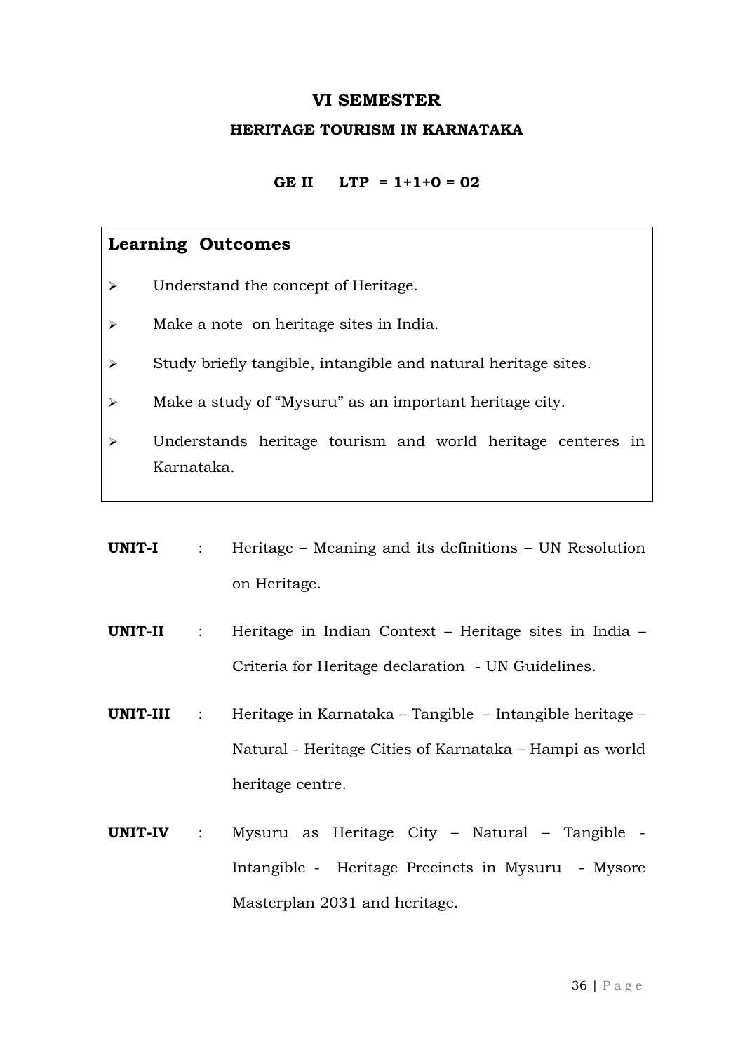# VI SEMESTER

## HERITAGE TOURISM IN KARNATAKA

**GE II LTP = 1+1+0 = 02**

### Learning Outcomes

- Understand the concept of Heritage.
- Make a note on heritage sites in India.
- Study briefly tangible, intangible and natural heritage sites.
- Make a study of "Mysuru" as an important heritage city.
- Understands heritage tourism and world heritage centeres in Karnataka.

**UNIT-I** : Heritage – Meaning and its definitions – UN Resolution on Heritage.

**UNIT-II** : Heritage in Indian Context – Heritage sites in India – Criteria for Heritage declaration - UN Guidelines.

**UNIT-III** : Heritage in Karnataka – Tangible – Intangible heritage – Natural - Heritage Cities of Karnataka – Hampi as world heritage centre.

**UNIT-IV** : Mysuru as Heritage City – Natural – Tangible - Intangible - Heritage Precincts in Mysuru - Mysore Masterplan 2031 and heritage.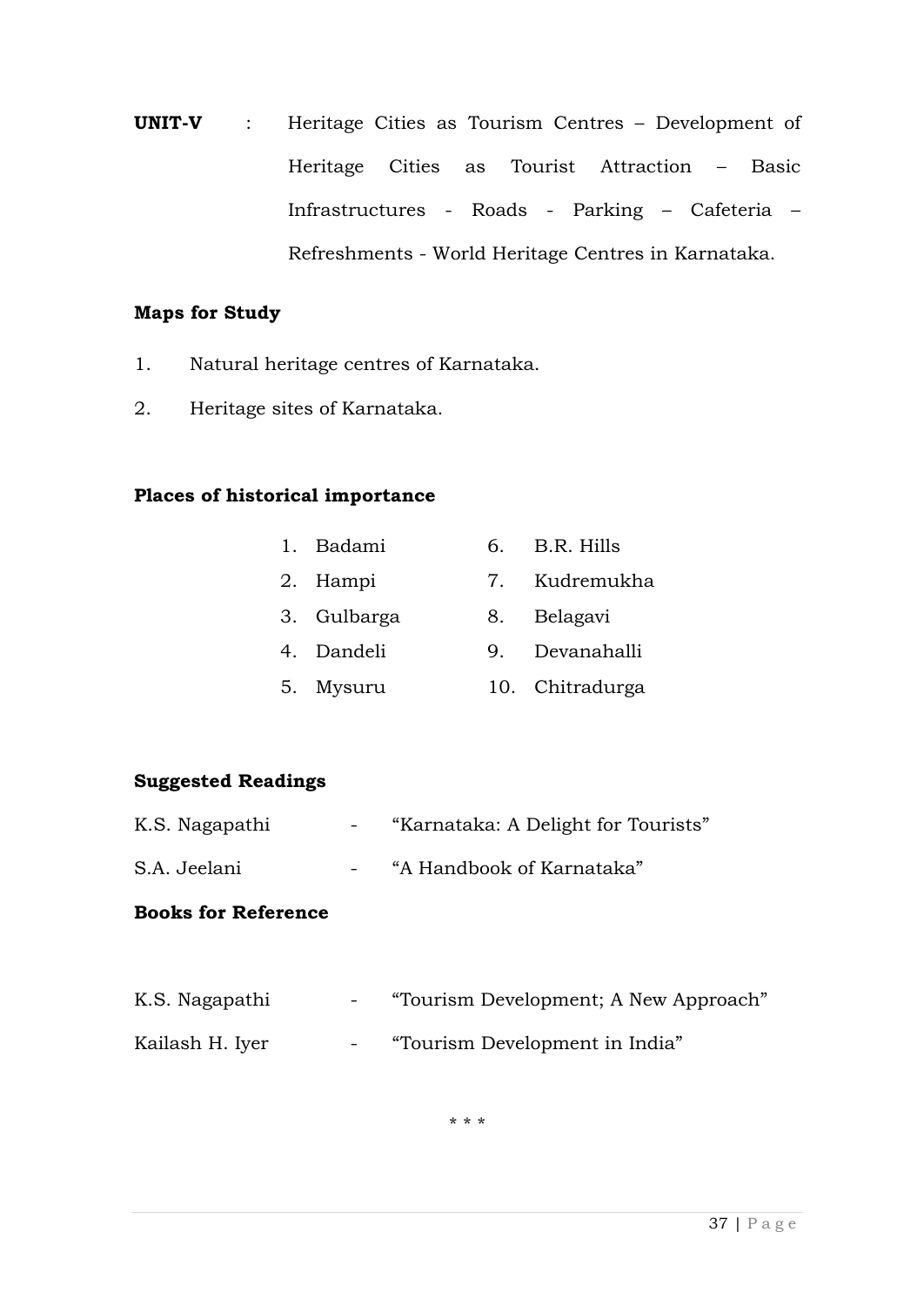**UNIT-V** : Heritage Cities as Tourism Centres – Development of Heritage Cities as Tourist Attraction – Basic Infrastructures - Roads - Parking – Cafeteria – Refreshments - World Heritage Centres in Karnataka.

**Maps for Study**

1. Natural heritage centres of Karnataka.
2. Heritage sites of Karnataka.

**Places of historical importance**

1. Badami
2. Hampi
3. Gulbarga
4. Dandeli
5. Mysuru
6. B.R. Hills
7. Kudremukha
8. Belagavi
9. Devanahalli
10. Chitradurga

**Suggested Readings**

K.S. Nagapathi - "Karnataka: A Delight for Tourists"

S.A. Jeelani - "A Handbook of Karnataka"

**Books for Reference**

K.S. Nagapathi - "Tourism Development; A New Approach"

Kailash H. Iyer - "Tourism Development in India"

* * *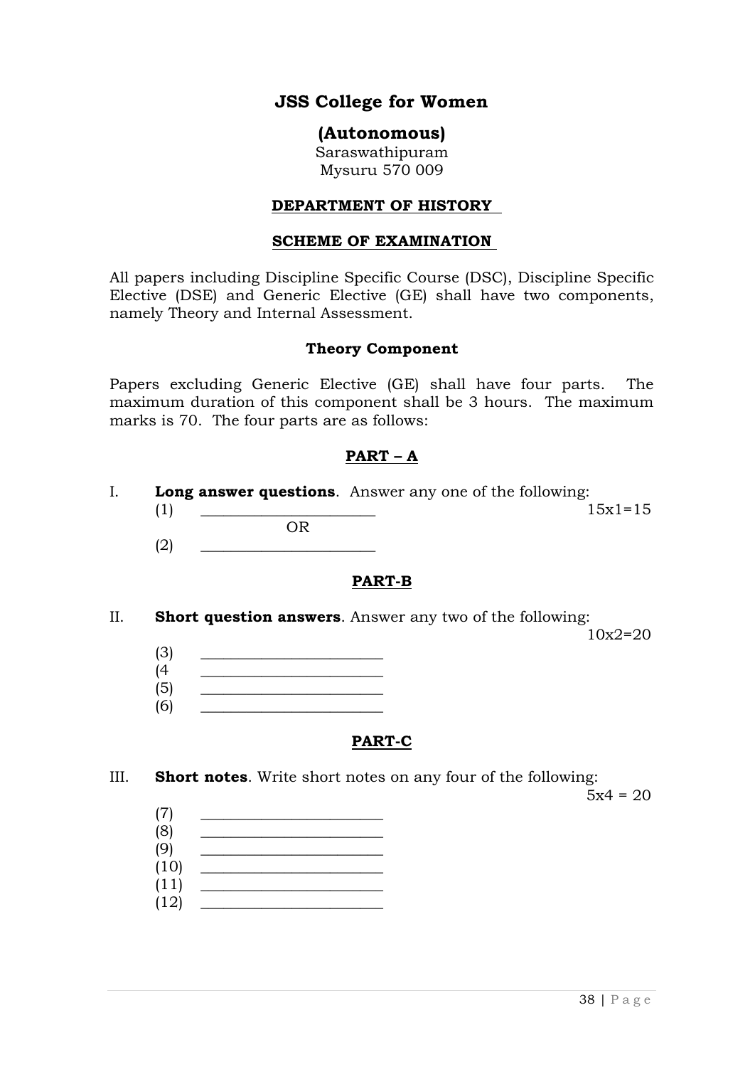# JSS College for Women

## (Autonomous)

Saraswathipuram
Mysuru 570 009

**DEPARTMENT OF HISTORY**

**SCHEME OF EXAMINATION**

All papers including Discipline Specific Course (DSC), Discipline Specific Elective (DSE) and Generic Elective (GE) shall have two components, namely Theory and Internal Assessment.

**Theory Component**

Papers excluding Generic Elective (GE) shall have four parts. The maximum duration of this component shall be 3 hours. The maximum marks is 70. The four parts are as follows:

**PART – A**

I. **Long answer questions**. Answer any one of the following:

(1) ______________________ 15x1=15

OR

(2) ______________________

**PART-B**

II. **Short question answers**. Answer any two of the following: 10x2=20

(3) ______________________
(4 ______________________
(5) ______________________
(6) ______________________

**PART-C**

III. **Short notes**. Write short notes on any four of the following: 5x4 = 20

(7) ______________________
(8) ______________________
(9) ______________________
(10) ______________________
(11) ______________________
(12) ______________________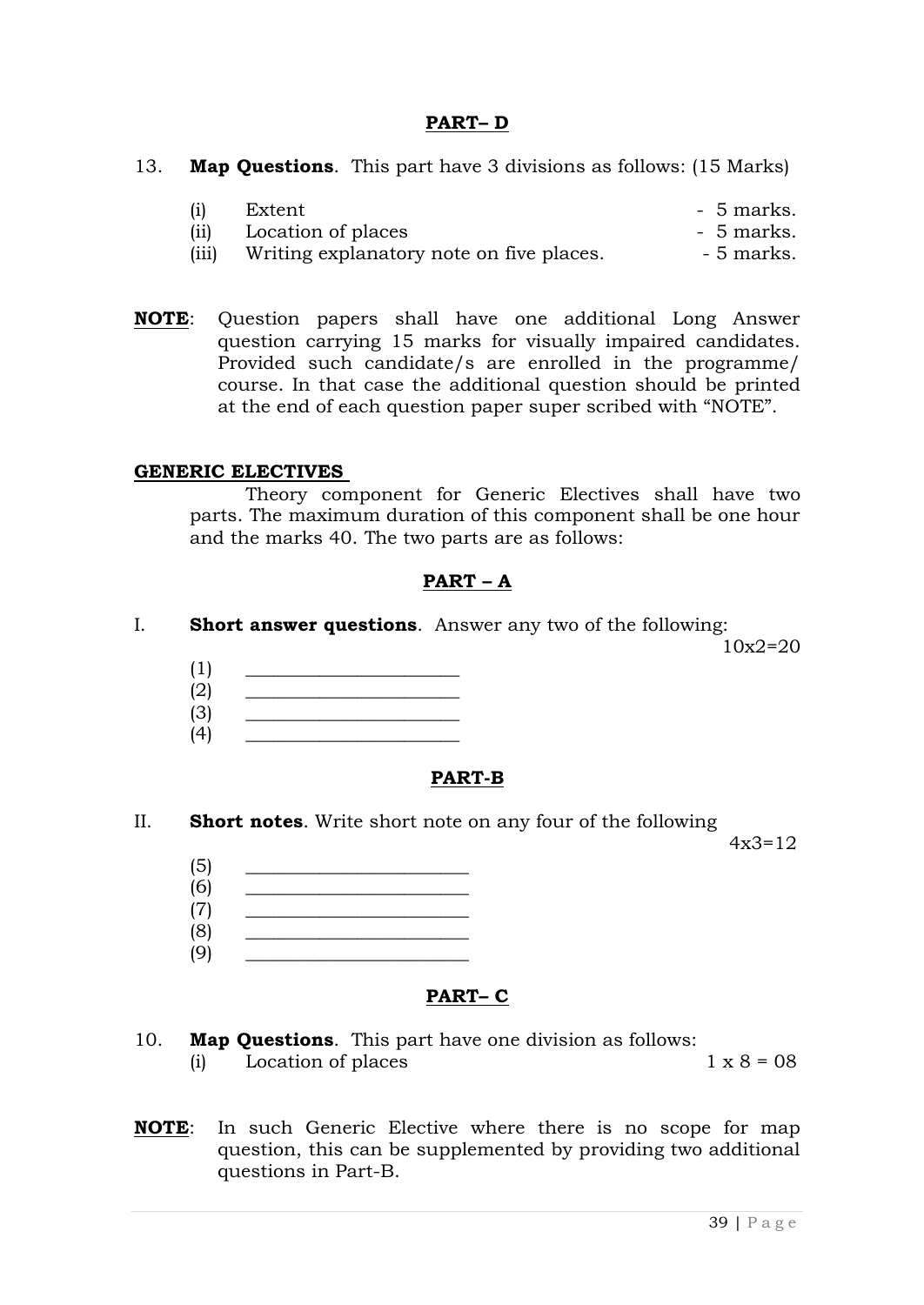## PART– D

13. **Map Questions**. This part have 3 divisions as follows: (15 Marks)

| | | |
|---|---|---|
| (i) | Extent | - 5 marks. |
| (ii) | Location of places | - 5 marks. |
| (iii) | Writing explanatory note on five places. | - 5 marks. |

**NOTE**: Question papers shall have one additional Long Answer question carrying 15 marks for visually impaired candidates. Provided such candidate/s are enrolled in the programme/ course. In that case the additional question should be printed at the end of each question paper super scribed with "NOTE".

**GENERIC ELECTIVES**

Theory component for Generic Electives shall have two parts. The maximum duration of this component shall be one hour and the marks 40. The two parts are as follows:

## PART – A

I. **Short answer questions**. Answer any two of the following:

10x2=20

(1) ______________________
(2) ______________________
(3) ______________________
(4) ______________________

## PART-B

II. **Short notes**. Write short note on any four of the following

4x3=12

(5) ______________________
(6) ______________________
(7) ______________________
(8) ______________________
(9) ______________________

## PART– C

10. **Map Questions**. This part have one division as follows:
 (i) Location of places 1 x 8 = 08

**NOTE**: In such Generic Elective where there is no scope for map question, this can be supplemented by providing two additional questions in Part-B.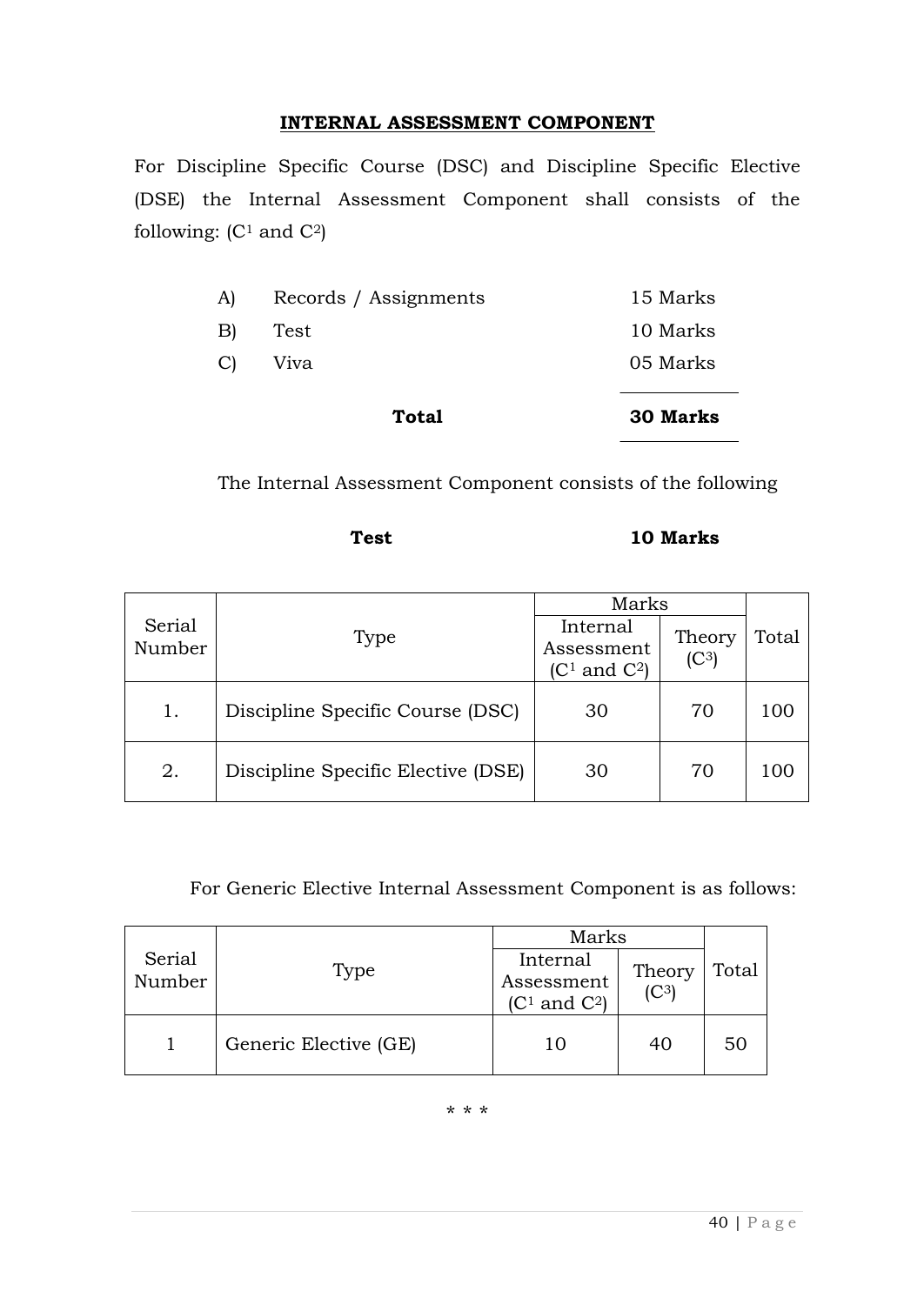## INTERNAL ASSESSMENT COMPONENT

For Discipline Specific Course (DSC) and Discipline Specific Elective (DSE) the Internal Assessment Component shall consists of the following: ($C^1$ and $C^2$)

| | | |
|---|---|---|
| A) | Records / Assignments | 15 Marks |
| B) | Test | 10 Marks |
| C) | Viva | 05 Marks |
| | **Total** | **30 Marks** |

The Internal Assessment Component consists of the following

**Test** **10 Marks**

| Serial Number | Type | Marks | | Total |
|---|---|---|---|---|
| | | Internal Assessment ($C^1$ and $C^2$) | Theory ($C^3$) | |
| 1. | Discipline Specific Course (DSC) | 30 | 70 | 100 |
| 2. | Discipline Specific Elective (DSE) | 30 | 70 | 100 |

For Generic Elective Internal Assessment Component is as follows:

| Serial Number | Type | Marks | | Total |
|---|---|---|---|---|
| | | Internal Assessment ($C^1$ and $C^2$) | Theory ($C^3$) | |
| 1 | Generic Elective (GE) | 10 | 40 | 50 |

* * *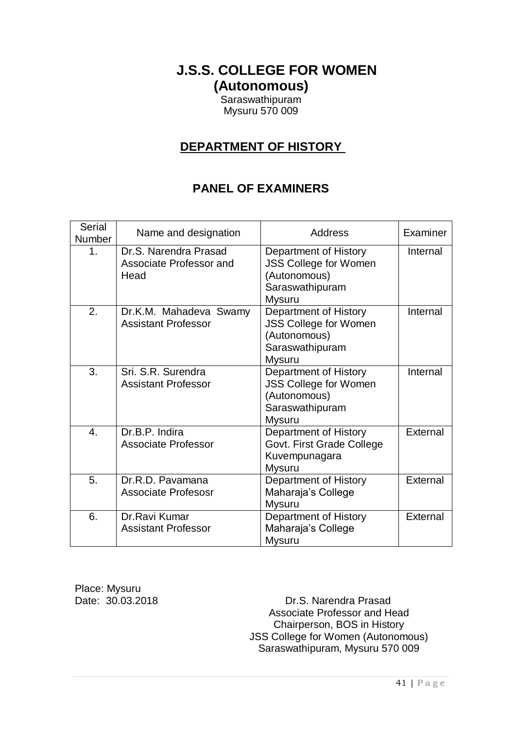# J.S.S. COLLEGE FOR WOMEN
## (Autonomous)

Saraswathipuram
Mysuru 570 009

## DEPARTMENT OF HISTORY

## PANEL OF EXAMINERS

| Serial Number | Name and designation | Address | Examiner |
|---|---|---|---|
| 1. | Dr.S. Narendra Prasad<br>Associate Professor and Head | Department of History<br>JSS College for Women (Autonomous)<br>Saraswathipuram<br>Mysuru | Internal |
| 2. | Dr.K.M. Mahadeva Swamy<br>Assistant Professor | Department of History<br>JSS College for Women (Autonomous)<br>Saraswathipuram<br>Mysuru | Internal |
| 3. | Sri. S.R. Surendra<br>Assistant Professor | Department of History<br>JSS College for Women (Autonomous)<br>Saraswathipuram<br>Mysuru | Internal |
| 4. | Dr.B.P. Indira<br>Associate Professor | Department of History<br>Govt. First Grade College<br>Kuvempunagara<br>Mysuru | External |
| 5. | Dr.R.D. Pavamana<br>Associate Profesosr | Department of History<br>Maharaja's College<br>Mysuru | External |
| 6. | Dr.Ravi Kumar<br>Assistant Professor | Department of History<br>Maharaja's College<br>Mysuru | External |

Place: Mysuru
Date: 30.03.2018

Dr.S. Narendra Prasad
Associate Professor and Head
Chairperson, BOS in History
JSS College for Women (Autonomous)
Saraswathipuram, Mysuru 570 009